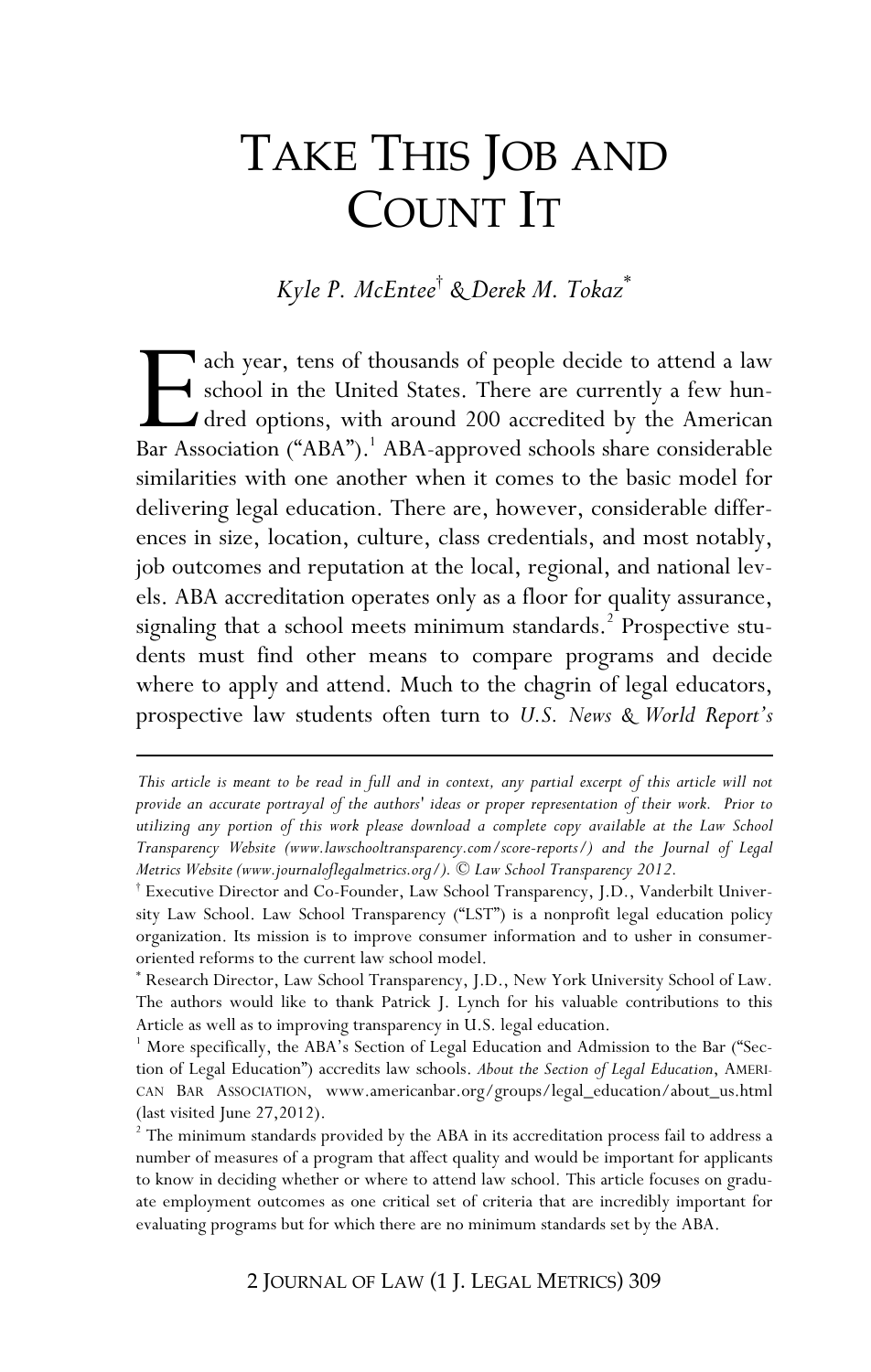# TAKE THIS JOB AND COUNT IT

*Kyle P. McEntee*[†] *& Derek M. Tokaz*[*]

Each year, tens of thousands of people decide to attend a law school in the United States. There are currently a few hundred options, with around 200 accredited by the American Bar Association ("ABA").[1] ABA-approved schools share considerable similarities with one another when it comes to the basic model for delivering legal education. There are, however, considerable differences in size, location, culture, class credentials, and most notably, job outcomes and reputation at the local, regional, and national levels. ABA accreditation operates only as a floor for quality assurance, signaling that a school meets minimum standards.[2] Prospective students must find other means to compare programs and decide where to apply and attend. Much to the chagrin of legal educators, prospective law students often turn to *U.S. News & World Report's*

---

*This article is meant to be read in full and in context, any partial excerpt of this article will not provide an accurate portrayal of the authors' ideas or proper representation of their work. Prior to utilizing any portion of this work please download a complete copy available at the Law School Transparency Website (www.lawschooltransparency.com/score-reports/) and the Journal of Legal Metrics Website (www.journaloflegalmetrics.org/). © Law School Transparency 2012.*

[†] Executive Director and Co-Founder, Law School Transparency, J.D., Vanderbilt University Law School. Law School Transparency ("LST") is a nonprofit legal education policy organization. Its mission is to improve consumer information and to usher in consumer-oriented reforms to the current law school model.

[*] Research Director, Law School Transparency, J.D., New York University School of Law. The authors would like to thank Patrick J. Lynch for his valuable contributions to this Article as well as to improving transparency in U.S. legal education.

[1] More specifically, the ABA's Section of Legal Education and Admission to the Bar ("Section of Legal Education") accredits law schools. *About the Section of Legal Education*, AMERICAN BAR ASSOCIATION, www.americanbar.org/groups/legal_education/about_us.html (last visited June 27,2012).

[2] The minimum standards provided by the ABA in its accreditation process fail to address a number of measures of a program that affect quality and would be important for applicants to know in deciding whether or where to attend law school. This article focuses on graduate employment outcomes as one critical set of criteria that are incredibly important for evaluating programs but for which there are no minimum standards set by the ABA.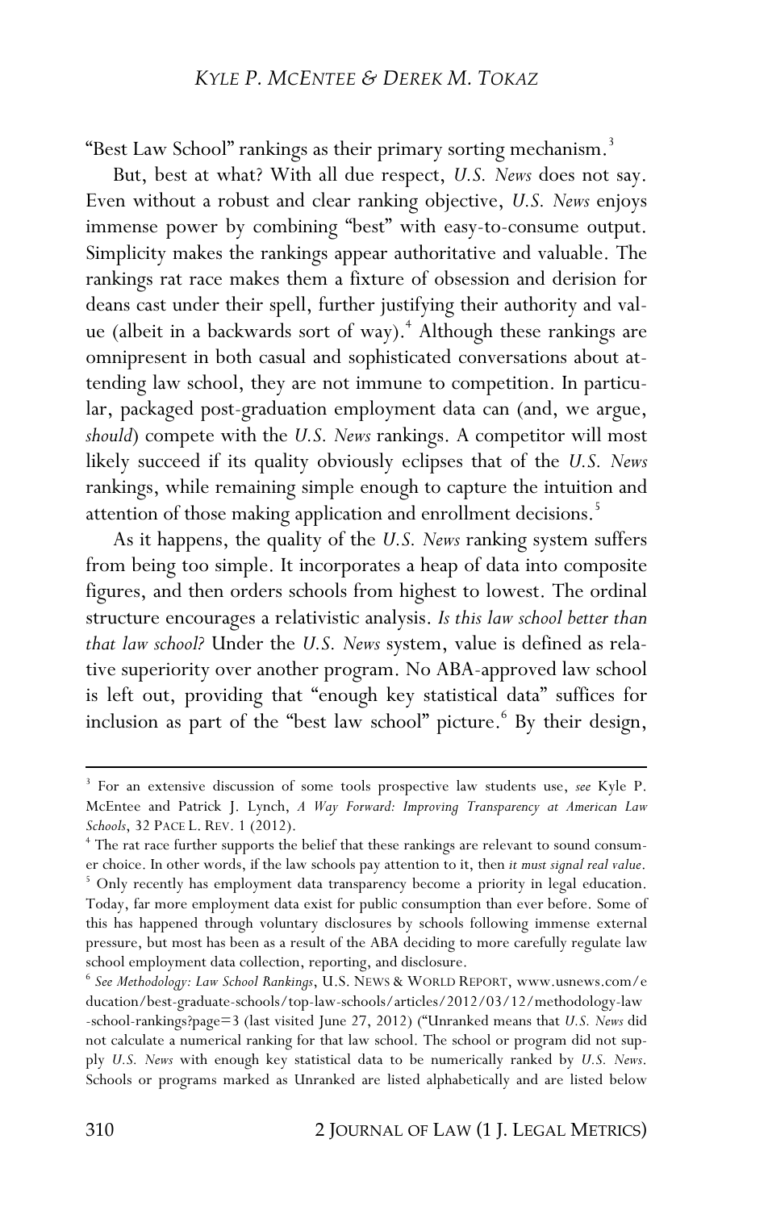"Best Law School" rankings as their primary sorting mechanism.[3]

But, best at what? With all due respect, *U.S. News* does not say. Even without a robust and clear ranking objective, *U.S. News* enjoys immense power by combining "best" with easy-to-consume output. Simplicity makes the rankings appear authoritative and valuable. The rankings rat race makes them a fixture of obsession and derision for deans cast under their spell, further justifying their authority and value (albeit in a backwards sort of way).[4] Although these rankings are omnipresent in both casual and sophisticated conversations about attending law school, they are not immune to competition. In particular, packaged post-graduation employment data can (and, we argue, *should*) compete with the *U.S. News* rankings. A competitor will most likely succeed if its quality obviously eclipses that of the *U.S. News* rankings, while remaining simple enough to capture the intuition and attention of those making application and enrollment decisions.[5]

As it happens, the quality of the *U.S. News* ranking system suffers from being too simple. It incorporates a heap of data into composite figures, and then orders schools from highest to lowest. The ordinal structure encourages a relativistic analysis. *Is this law school better than that law school?* Under the *U.S. News* system, value is defined as relative superiority over another program. No ABA-approved law school is left out, providing that "enough key statistical data" suffices for inclusion as part of the "best law school" picture.[6] By their design,

---

[3] For an extensive discussion of some tools prospective law students use, *see* Kyle P. McEntee and Patrick J. Lynch, *A Way Forward: Improving Transparency at American Law Schools*, 32 PACE L. REV. 1 (2012).

[4] The rat race further supports the belief that these rankings are relevant to sound consumer choice. In other words, if the law schools pay attention to it, then *it must signal real value*.

[5] Only recently has employment data transparency become a priority in legal education. Today, far more employment data exist for public consumption than ever before. Some of this has happened through voluntary disclosures by schools following immense external pressure, but most has been as a result of the ABA deciding to more carefully regulate law school employment data collection, reporting, and disclosure.

[6] *See Methodology: Law School Rankings*, U.S. NEWS & WORLD REPORT, www.usnews.com/education/best-graduate-schools/top-law-schools/articles/2012/03/12/methodology-law-school-rankings?page=3 (last visited June 27, 2012) ("Unranked means that *U.S. News* did not calculate a numerical ranking for that law school. The school or program did not supply *U.S. News* with enough key statistical data to be numerically ranked by *U.S. News*. Schools or programs marked as Unranked are listed alphabetically and are listed below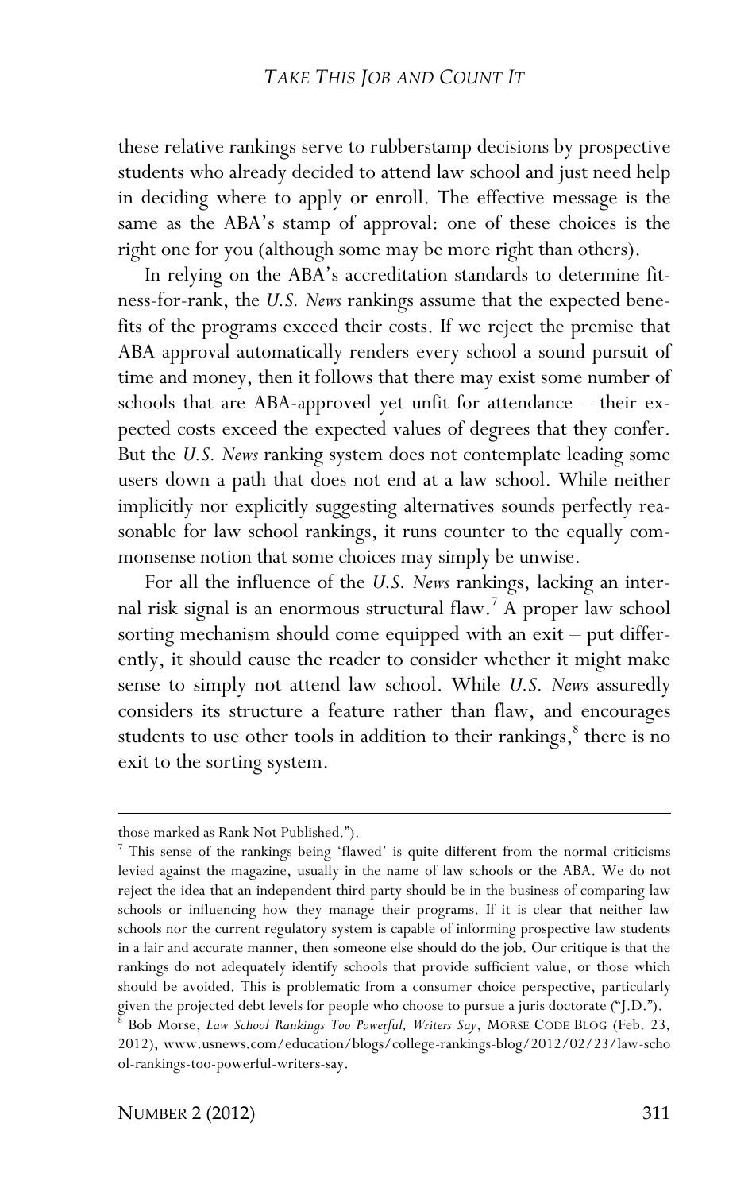these relative rankings serve to rubberstamp decisions by prospective students who already decided to attend law school and just need help in deciding where to apply or enroll. The effective message is the same as the ABA's stamp of approval: one of these choices is the right one for you (although some may be more right than others).

In relying on the ABA's accreditation standards to determine fitness-for-rank, the *U.S. News* rankings assume that the expected benefits of the programs exceed their costs. If we reject the premise that ABA approval automatically renders every school a sound pursuit of time and money, then it follows that there may exist some number of schools that are ABA-approved yet unfit for attendance – their expected costs exceed the expected values of degrees that they confer. But the *U.S. News* ranking system does not contemplate leading some users down a path that does not end at a law school. While neither implicitly nor explicitly suggesting alternatives sounds perfectly reasonable for law school rankings, it runs counter to the equally commonsense notion that some choices may simply be unwise.

For all the influence of the *U.S. News* rankings, lacking an internal risk signal is an enormous structural flaw.[7] A proper law school sorting mechanism should come equipped with an exit – put differently, it should cause the reader to consider whether it might make sense to simply not attend law school. While *U.S. News* assuredly considers its structure a feature rather than flaw, and encourages students to use other tools in addition to their rankings,[8] there is no exit to the sorting system.

---

those marked as Rank Not Published.").

[7] This sense of the rankings being 'flawed' is quite different from the normal criticisms levied against the magazine, usually in the name of law schools or the ABA. We do not reject the idea that an independent third party should be in the business of comparing law schools or influencing how they manage their programs. If it is clear that neither law schools nor the current regulatory system is capable of informing prospective law students in a fair and accurate manner, then someone else should do the job. Our critique is that the rankings do not adequately identify schools that provide sufficient value, or those which should be avoided. This is problematic from a consumer choice perspective, particularly given the projected debt levels for people who choose to pursue a juris doctorate ("J.D.").

[8] Bob Morse, *Law School Rankings Too Powerful, Writers Say*, MORSE CODE BLOG (Feb. 23, 2012), www.usnews.com/education/blogs/college-rankings-blog/2012/02/23/law-school-rankings-too-powerful-writers-say.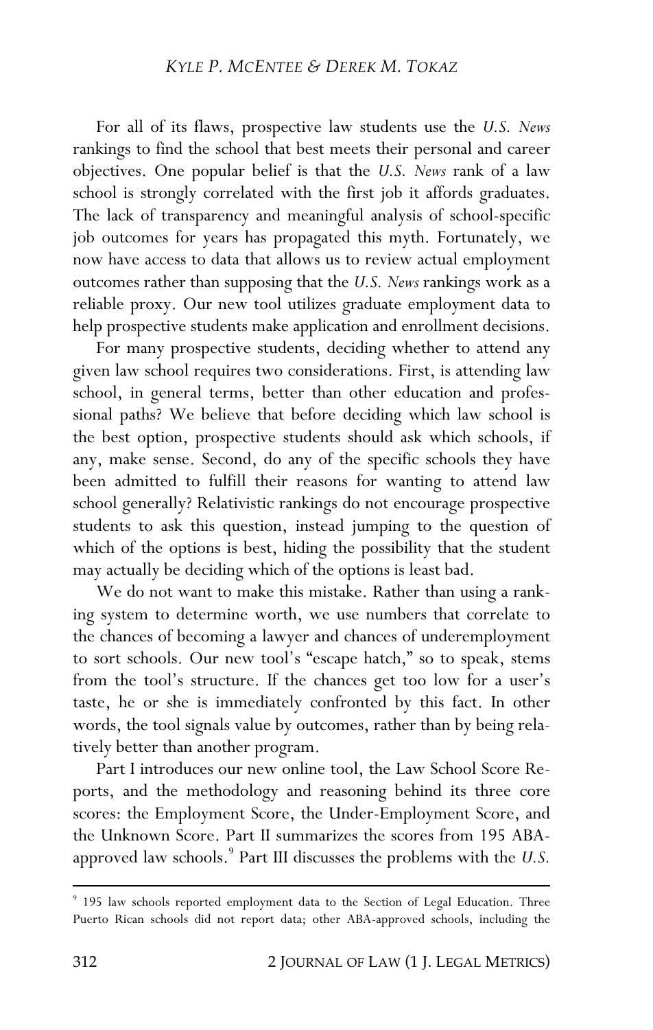For all of its flaws, prospective law students use the *U.S. News* rankings to find the school that best meets their personal and career objectives. One popular belief is that the *U.S. News* rank of a law school is strongly correlated with the first job it affords graduates. The lack of transparency and meaningful analysis of school-specific job outcomes for years has propagated this myth. Fortunately, we now have access to data that allows us to review actual employment outcomes rather than supposing that the *U.S. News* rankings work as a reliable proxy. Our new tool utilizes graduate employment data to help prospective students make application and enrollment decisions.

For many prospective students, deciding whether to attend any given law school requires two considerations. First, is attending law school, in general terms, better than other education and professional paths? We believe that before deciding which law school is the best option, prospective students should ask which schools, if any, make sense. Second, do any of the specific schools they have been admitted to fulfill their reasons for wanting to attend law school generally? Relativistic rankings do not encourage prospective students to ask this question, instead jumping to the question of which of the options is best, hiding the possibility that the student may actually be deciding which of the options is least bad.

We do not want to make this mistake. Rather than using a ranking system to determine worth, we use numbers that correlate to the chances of becoming a lawyer and chances of underemployment to sort schools. Our new tool's "escape hatch," so to speak, stems from the tool's structure. If the chances get too low for a user's taste, he or she is immediately confronted by this fact. In other words, the tool signals value by outcomes, rather than by being relatively better than another program.

Part I introduces our new online tool, the Law School Score Reports, and the methodology and reasoning behind its three core scores: the Employment Score, the Under-Employment Score, and the Unknown Score. Part II summarizes the scores from 195 ABA-approved law schools.[9] Part III discusses the problems with the *U.S.*

---

[9] 195 law schools reported employment data to the Section of Legal Education. Three Puerto Rican schools did not report data; other ABA-approved schools, including the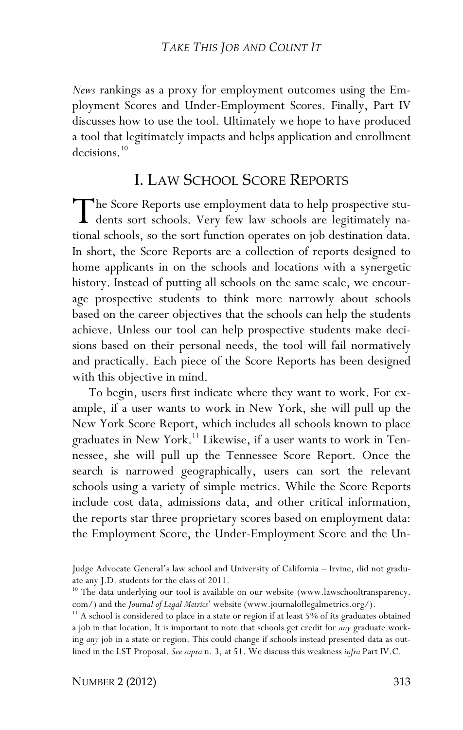*News* rankings as a proxy for employment outcomes using the Employment Scores and Under-Employment Scores. Finally, Part IV discusses how to use the tool. Ultimately we hope to have produced a tool that legitimately impacts and helps application and enrollment decisions.[10]

## I. LAW SCHOOL SCORE REPORTS

The Score Reports use employment data to help prospective students sort schools. Very few law schools are legitimately national schools, so the sort function operates on job destination data. In short, the Score Reports are a collection of reports designed to home applicants in on the schools and locations with a synergetic history. Instead of putting all schools on the same scale, we encourage prospective students to think more narrowly about schools based on the career objectives that the schools can help the students achieve. Unless our tool can help prospective students make decisions based on their personal needs, the tool will fail normatively and practically. Each piece of the Score Reports has been designed with this objective in mind.

To begin, users first indicate where they want to work. For example, if a user wants to work in New York, she will pull up the New York Score Report, which includes all schools known to place graduates in New York.[11] Likewise, if a user wants to work in Tennessee, she will pull up the Tennessee Score Report. Once the search is narrowed geographically, users can sort the relevant schools using a variety of simple metrics. While the Score Reports include cost data, admissions data, and other critical information, the reports star three proprietary scores based on employment data: the Employment Score, the Under-Employment Score and the Un-

---

Judge Advocate General's law school and University of California – Irvine, did not graduate any J.D. students for the class of 2011.

[10] The data underlying our tool is available on our website (www.lawschooltransparency.com/) and the *Journal of Legal Metrics*' website (www.journaloflegalmetrics.org/).

[11] A school is considered to place in a state or region if at least 5% of its graduates obtained a job in that location. It is important to note that schools get credit for *any* graduate working *any* job in a state or region. This could change if schools instead presented data as outlined in the LST Proposal. *See supra* n. 3, at 51. We discuss this weakness *infra* Part IV.C.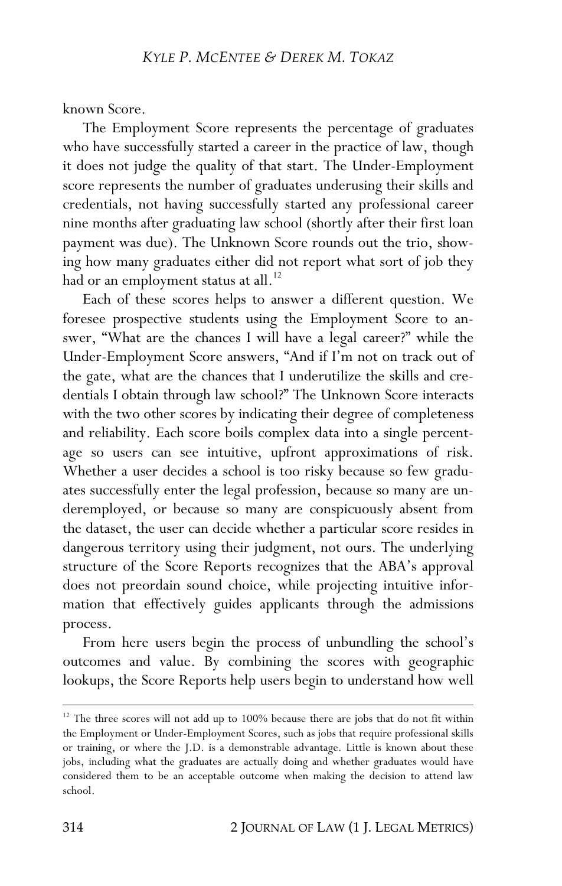known Score.

The Employment Score represents the percentage of graduates who have successfully started a career in the practice of law, though it does not judge the quality of that start. The Under-Employment score represents the number of graduates underusing their skills and credentials, not having successfully started any professional career nine months after graduating law school (shortly after their first loan payment was due). The Unknown Score rounds out the trio, showing how many graduates either did not report what sort of job they had or an employment status at all.[12]

Each of these scores helps to answer a different question. We foresee prospective students using the Employment Score to answer, "What are the chances I will have a legal career?" while the Under-Employment Score answers, "And if I'm not on track out of the gate, what are the chances that I underutilize the skills and credentials I obtain through law school?" The Unknown Score interacts with the two other scores by indicating their degree of completeness and reliability. Each score boils complex data into a single percentage so users can see intuitive, upfront approximations of risk. Whether a user decides a school is too risky because so few graduates successfully enter the legal profession, because so many are underemployed, or because so many are conspicuously absent from the dataset, the user can decide whether a particular score resides in dangerous territory using their judgment, not ours. The underlying structure of the Score Reports recognizes that the ABA's approval does not preordain sound choice, while projecting intuitive information that effectively guides applicants through the admissions process.

From here users begin the process of unbundling the school's outcomes and value. By combining the scores with geographic lookups, the Score Reports help users begin to understand how well

---

[12] The three scores will not add up to 100% because there are jobs that do not fit within the Employment or Under-Employment Scores, such as jobs that require professional skills or training, or where the J.D. is a demonstrable advantage. Little is known about these jobs, including what the graduates are actually doing and whether graduates would have considered them to be an acceptable outcome when making the decision to attend law school.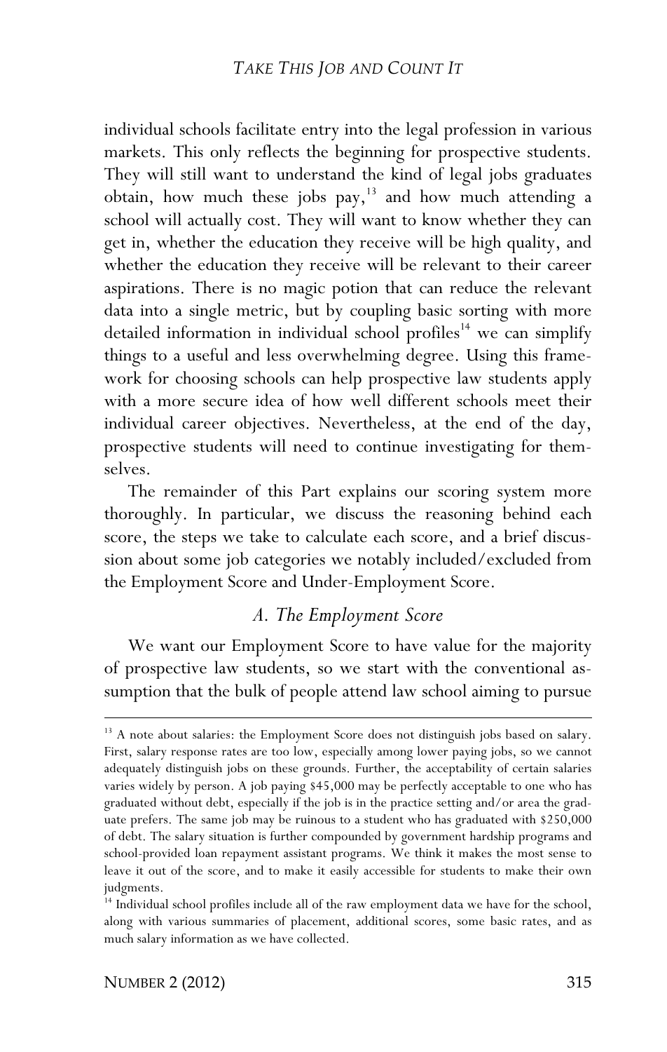individual schools facilitate entry into the legal profession in various markets. This only reflects the beginning for prospective students. They will still want to understand the kind of legal jobs graduates obtain, how much these jobs pay,[13] and how much attending a school will actually cost. They will want to know whether they can get in, whether the education they receive will be high quality, and whether the education they receive will be relevant to their career aspirations. There is no magic potion that can reduce the relevant data into a single metric, but by coupling basic sorting with more detailed information in individual school profiles[14] we can simplify things to a useful and less overwhelming degree. Using this framework for choosing schools can help prospective law students apply with a more secure idea of how well different schools meet their individual career objectives. Nevertheless, at the end of the day, prospective students will need to continue investigating for themselves.

The remainder of this Part explains our scoring system more thoroughly. In particular, we discuss the reasoning behind each score, the steps we take to calculate each score, and a brief discussion about some job categories we notably included/excluded from the Employment Score and Under-Employment Score.

### *A. The Employment Score*

We want our Employment Score to have value for the majority of prospective law students, so we start with the conventional assumption that the bulk of people attend law school aiming to pursue

---

[13] A note about salaries: the Employment Score does not distinguish jobs based on salary. First, salary response rates are too low, especially among lower paying jobs, so we cannot adequately distinguish jobs on these grounds. Further, the acceptability of certain salaries varies widely by person. A job paying $45,000 may be perfectly acceptable to one who has graduated without debt, especially if the job is in the practice setting and/or area the graduate prefers. The same job may be ruinous to a student who has graduated with $250,000 of debt. The salary situation is further compounded by government hardship programs and school-provided loan repayment assistant programs. We think it makes the most sense to leave it out of the score, and to make it easily accessible for students to make their own judgments.

[14] Individual school profiles include all of the raw employment data we have for the school, along with various summaries of placement, additional scores, some basic rates, and as much salary information as we have collected.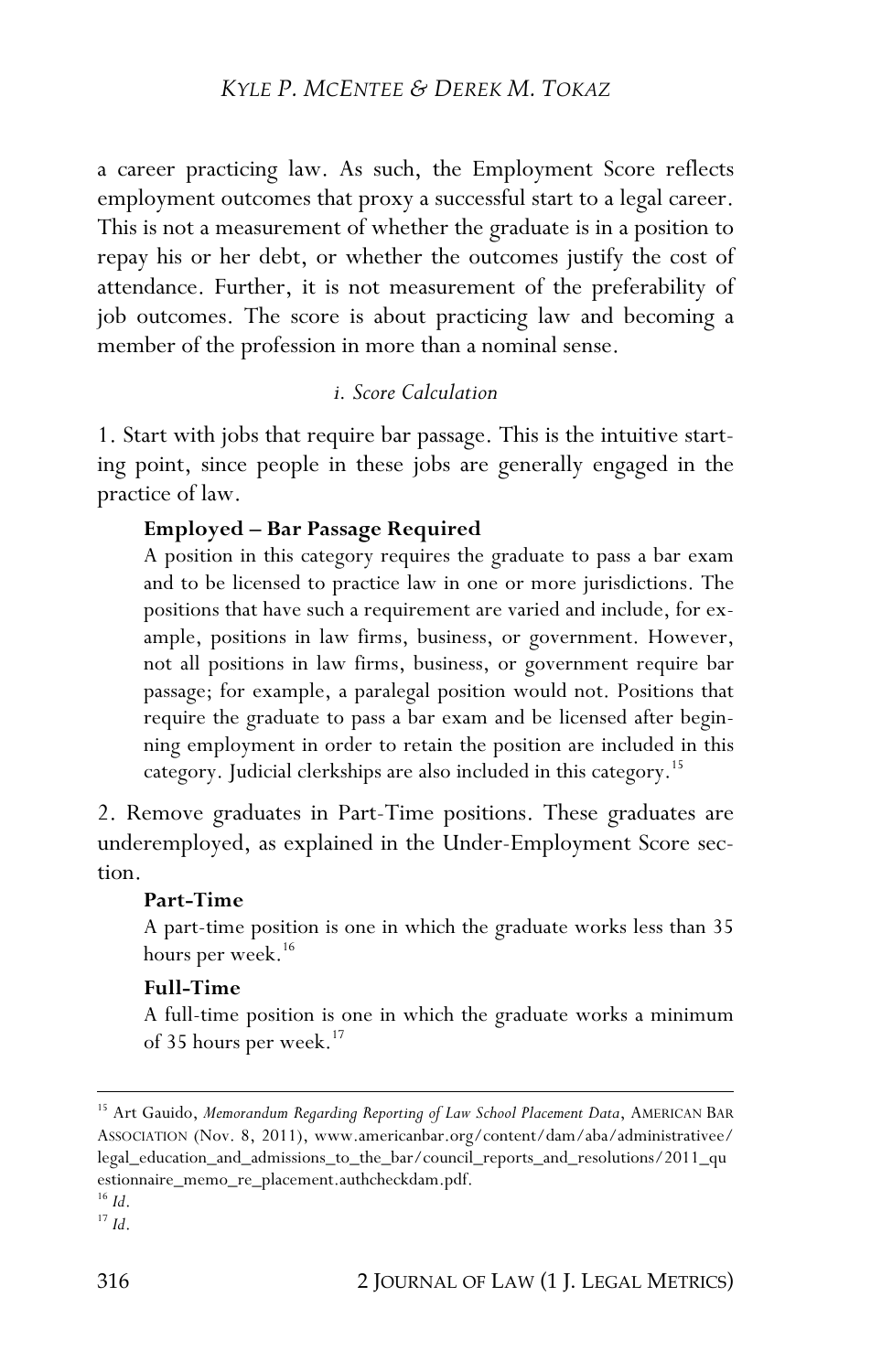a career practicing law. As such, the Employment Score reflects employment outcomes that proxy a successful start to a legal career. This is not a measurement of whether the graduate is in a position to repay his or her debt, or whether the outcomes justify the cost of attendance. Further, it is not measurement of the preferability of job outcomes. The score is about practicing law and becoming a member of the profession in more than a nominal sense.

*i. Score Calculation*

1. Start with jobs that require bar passage. This is the intuitive starting point, since people in these jobs are generally engaged in the practice of law.

> **Employed – Bar Passage Required**
>
> A position in this category requires the graduate to pass a bar exam and to be licensed to practice law in one or more jurisdictions. The positions that have such a requirement are varied and include, for example, positions in law firms, business, or government. However, not all positions in law firms, business, or government require bar passage; for example, a paralegal position would not. Positions that require the graduate to pass a bar exam and be licensed after beginning employment in order to retain the position are included in this category. Judicial clerkships are also included in this category.[15]

2. Remove graduates in Part-Time positions. These graduates are underemployed, as explained in the Under-Employment Score section.

> **Part-Time**
>
> A part-time position is one in which the graduate works less than 35 hours per week.[16]
>
> **Full-Time**
>
> A full-time position is one in which the graduate works a minimum of 35 hours per week.[17]

---

[15] Art Gauido, *Memorandum Regarding Reporting of Law School Placement Data*, AMERICAN BAR ASSOCIATION (Nov. 8, 2011), www.americanbar.org/content/dam/aba/administrativee/legal_education_and_admissions_to_the_bar/council_reports_and_resolutions/2011_questionnaire_memo_re_placement.authcheckdam.pdf.

[16] *Id*.

[17] *Id*.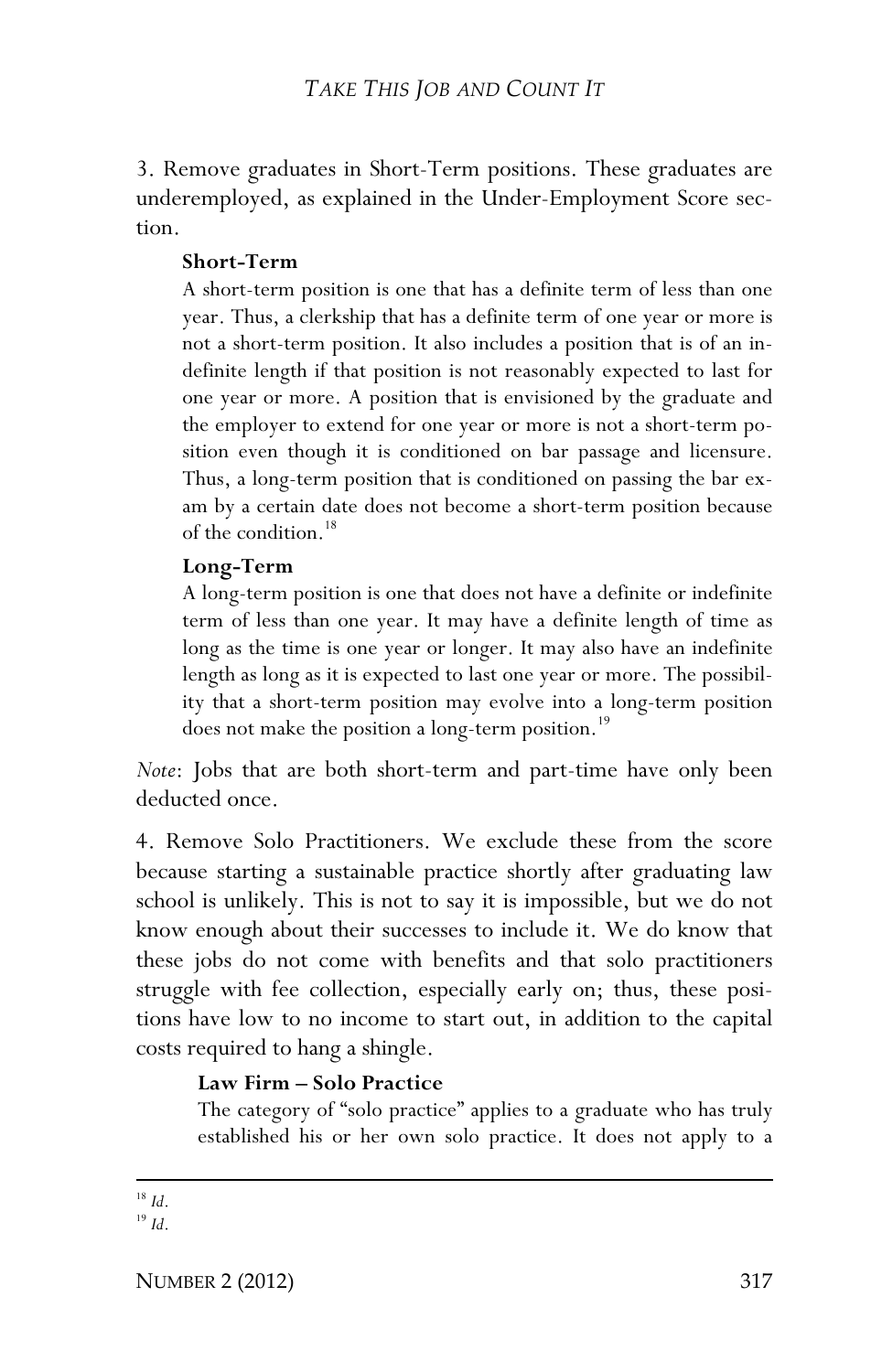3. Remove graduates in Short-Term positions. These graduates are underemployed, as explained in the Under-Employment Score section.

> **Short-Term**
>
> A short-term position is one that has a definite term of less than one year. Thus, a clerkship that has a definite term of one year or more is not a short-term position. It also includes a position that is of an indefinite length if that position is not reasonably expected to last for one year or more. A position that is envisioned by the graduate and the employer to extend for one year or more is not a short-term position even though it is conditioned on bar passage and licensure. Thus, a long-term position that is conditioned on passing the bar exam by a certain date does not become a short-term position because of the condition.[18]
>
> **Long-Term**
>
> A long-term position is one that does not have a definite or indefinite term of less than one year. It may have a definite length of time as long as the time is one year or longer. It may also have an indefinite length as long as it is expected to last one year or more. The possibility that a short-term position may evolve into a long-term position does not make the position a long-term position.[19]

*Note*: Jobs that are both short-term and part-time have only been deducted once.

4. Remove Solo Practitioners. We exclude these from the score because starting a sustainable practice shortly after graduating law school is unlikely. This is not to say it is impossible, but we do not know enough about their successes to include it. We do know that these jobs do not come with benefits and that solo practitioners struggle with fee collection, especially early on; thus, these positions have low to no income to start out, in addition to the capital costs required to hang a shingle.

> **Law Firm – Solo Practice**
>
> The category of "solo practice" applies to a graduate who has truly established his or her own solo practice. It does not apply to a

---

[18] *Id*.

[19] *Id*.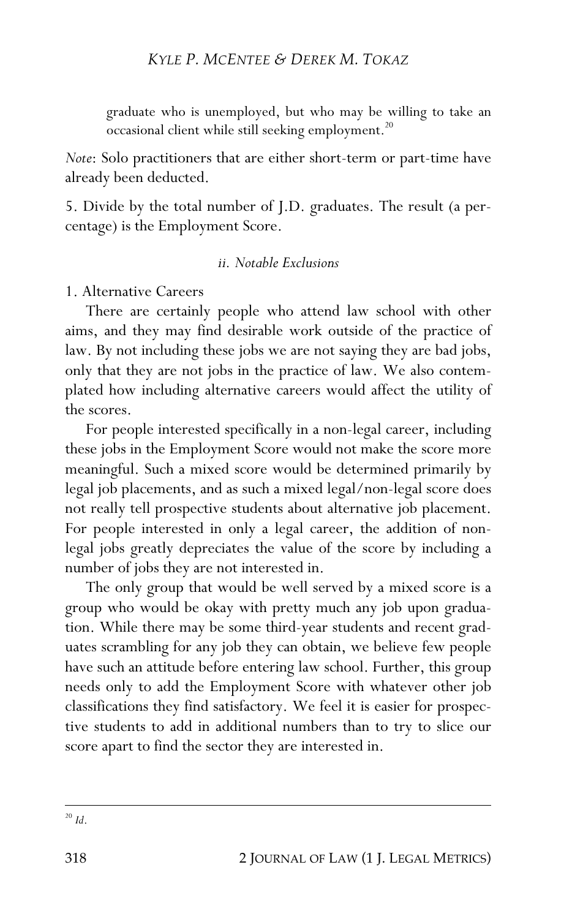graduate who is unemployed, but who may be willing to take an occasional client while still seeking employment.[20]

*Note*: Solo practitioners that are either short-term or part-time have already been deducted.

5. Divide by the total number of J.D. graduates. The result (a percentage) is the Employment Score.

#### *ii. Notable Exclusions*

1. Alternative Careers

There are certainly people who attend law school with other aims, and they may find desirable work outside of the practice of law. By not including these jobs we are not saying they are bad jobs, only that they are not jobs in the practice of law. We also contemplated how including alternative careers would affect the utility of the scores.

For people interested specifically in a non-legal career, including these jobs in the Employment Score would not make the score more meaningful. Such a mixed score would be determined primarily by legal job placements, and as such a mixed legal/non-legal score does not really tell prospective students about alternative job placement. For people interested in only a legal career, the addition of non-legal jobs greatly depreciates the value of the score by including a number of jobs they are not interested in.

The only group that would be well served by a mixed score is a group who would be okay with pretty much any job upon graduation. While there may be some third-year students and recent graduates scrambling for any job they can obtain, we believe few people have such an attitude before entering law school. Further, this group needs only to add the Employment Score with whatever other job classifications they find satisfactory. We feel it is easier for prospective students to add in additional numbers than to try to slice our score apart to find the sector they are interested in.

---

[20] *Id*.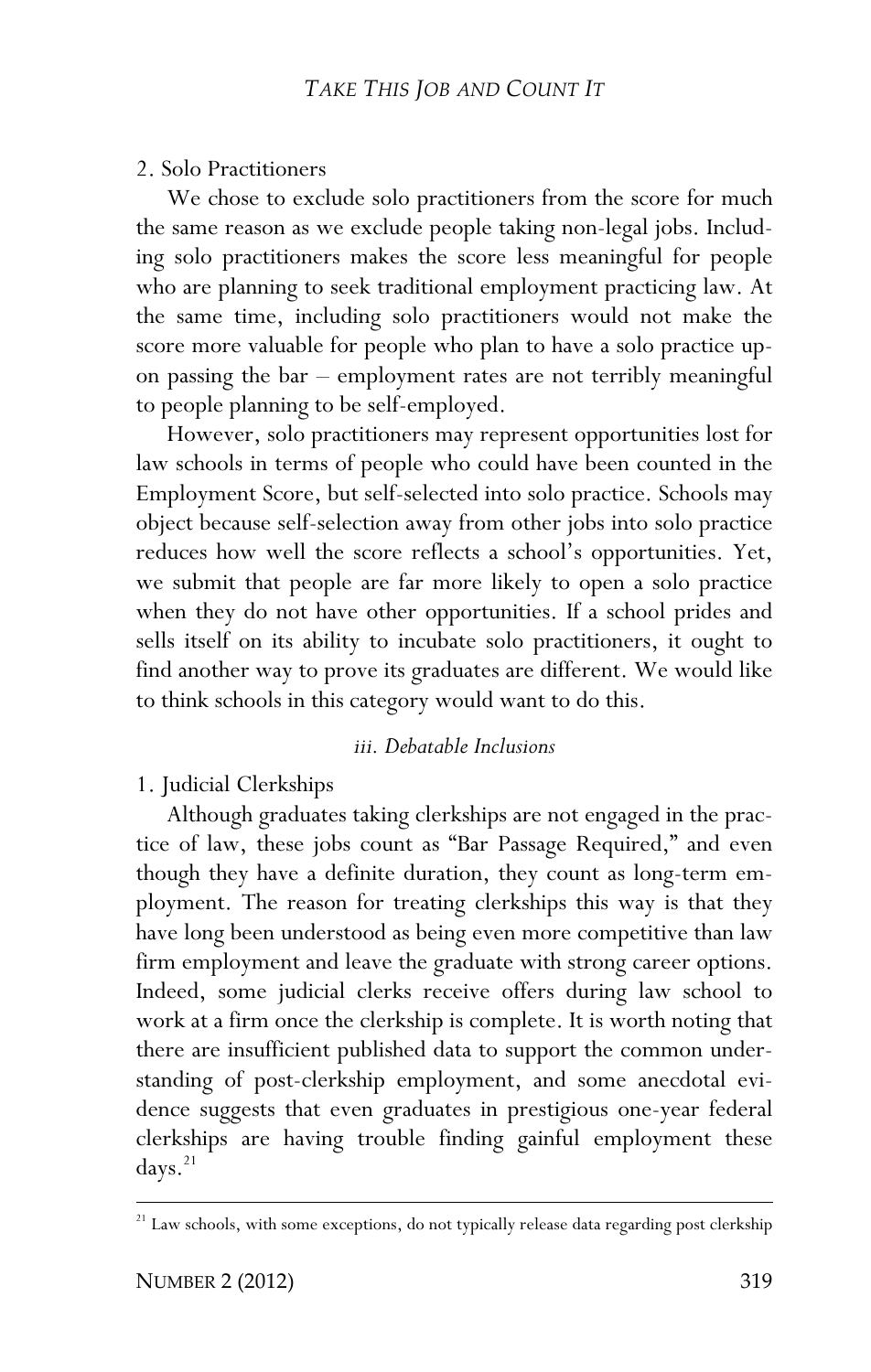2. Solo Practitioners

We chose to exclude solo practitioners from the score for much the same reason as we exclude people taking non-legal jobs. Including solo practitioners makes the score less meaningful for people who are planning to seek traditional employment practicing law. At the same time, including solo practitioners would not make the score more valuable for people who plan to have a solo practice upon passing the bar – employment rates are not terribly meaningful to people planning to be self-employed.

However, solo practitioners may represent opportunities lost for law schools in terms of people who could have been counted in the Employment Score, but self-selected into solo practice. Schools may object because self-selection away from other jobs into solo practice reduces how well the score reflects a school's opportunities. Yet, we submit that people are far more likely to open a solo practice when they do not have other opportunities. If a school prides and sells itself on its ability to incubate solo practitioners, it ought to find another way to prove its graduates are different. We would like to think schools in this category would want to do this.

*iii. Debatable Inclusions*

1. Judicial Clerkships

Although graduates taking clerkships are not engaged in the practice of law, these jobs count as "Bar Passage Required," and even though they have a definite duration, they count as long-term employment. The reason for treating clerkships this way is that they have long been understood as being even more competitive than law firm employment and leave the graduate with strong career options. Indeed, some judicial clerks receive offers during law school to work at a firm once the clerkship is complete. It is worth noting that there are insufficient published data to support the common understanding of post-clerkship employment, and some anecdotal evidence suggests that even graduates in prestigious one-year federal clerkships are having trouble finding gainful employment these days.[21]

[21] Law schools, with some exceptions, do not typically release data regarding post clerkship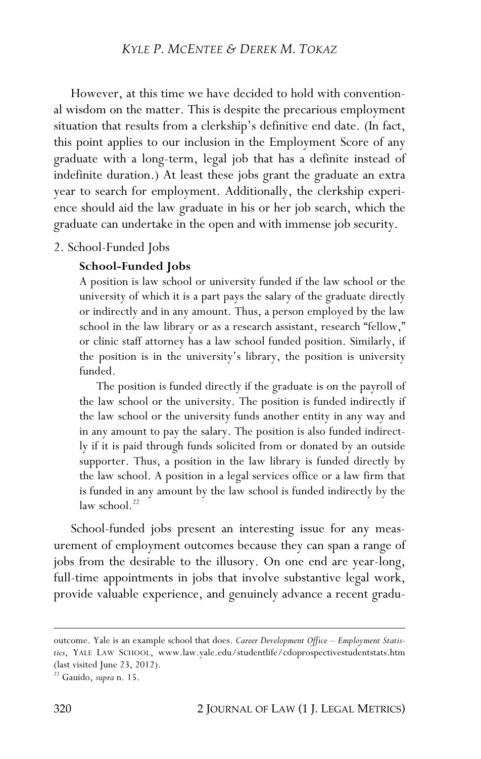However, at this time we have decided to hold with conventional wisdom on the matter. This is despite the precarious employment situation that results from a clerkship's definitive end date. (In fact, this point applies to our inclusion in the Employment Score of any graduate with a long-term, legal job that has a definite instead of indefinite duration.) At least these jobs grant the graduate an extra year to search for employment. Additionally, the clerkship experience should aid the law graduate in his or her job search, which the graduate can undertake in the open and with immense job security.

2. School-Funded Jobs

> **School-Funded Jobs**
>
> A position is law school or university funded if the law school or the university of which it is a part pays the salary of the graduate directly or indirectly and in any amount. Thus, a person employed by the law school in the law library or as a research assistant, research "fellow," or clinic staff attorney has a law school funded position. Similarly, if the position is in the university's library, the position is university funded.
>
> The position is funded directly if the graduate is on the payroll of the law school or the university. The position is funded indirectly if the law school or the university funds another entity in any way and in any amount to pay the salary. The position is also funded indirectly if it is paid through funds solicited from or donated by an outside supporter. Thus, a position in the law library is funded directly by the law school. A position in a legal services office or a law firm that is funded in any amount by the law school is funded indirectly by the law school.[22]

School-funded jobs present an interesting issue for any measurement of employment outcomes because they can span a range of jobs from the desirable to the illusory. On one end are year-long, full-time appointments in jobs that involve substantive legal work, provide valuable experience, and genuinely advance a recent gradu-

---

outcome. Yale is an example school that does. *Career Development Office – Employment Statistics*, YALE LAW SCHOOL, www.law.yale.edu/studentlife/cdoprospectivestudentstats.htm (last visited June 23, 2012).

[22] Gauido, *supra* n. 15.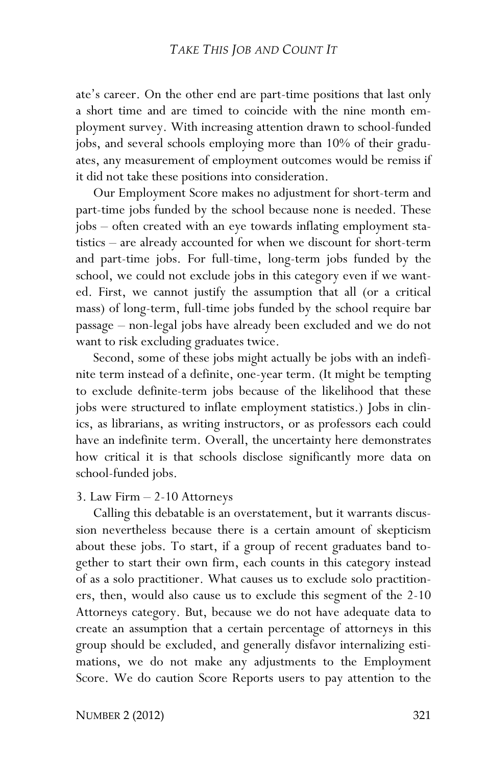ate's career. On the other end are part-time positions that last only a short time and are timed to coincide with the nine month employment survey. With increasing attention drawn to school-funded jobs, and several schools employing more than 10% of their graduates, any measurement of employment outcomes would be remiss if it did not take these positions into consideration.

Our Employment Score makes no adjustment for short-term and part-time jobs funded by the school because none is needed. These jobs – often created with an eye towards inflating employment statistics – are already accounted for when we discount for short-term and part-time jobs. For full-time, long-term jobs funded by the school, we could not exclude jobs in this category even if we wanted. First, we cannot justify the assumption that all (or a critical mass) of long-term, full-time jobs funded by the school require bar passage – non-legal jobs have already been excluded and we do not want to risk excluding graduates twice.

Second, some of these jobs might actually be jobs with an indefinite term instead of a definite, one-year term. (It might be tempting to exclude definite-term jobs because of the likelihood that these jobs were structured to inflate employment statistics.) Jobs in clinics, as librarians, as writing instructors, or as professors each could have an indefinite term. Overall, the uncertainty here demonstrates how critical it is that schools disclose significantly more data on school-funded jobs.

3. Law Firm – 2-10 Attorneys

Calling this debatable is an overstatement, but it warrants discussion nevertheless because there is a certain amount of skepticism about these jobs. To start, if a group of recent graduates band together to start their own firm, each counts in this category instead of as a solo practitioner. What causes us to exclude solo practitioners, then, would also cause us to exclude this segment of the 2-10 Attorneys category. But, because we do not have adequate data to create an assumption that a certain percentage of attorneys in this group should be excluded, and generally disfavor internalizing estimations, we do not make any adjustments to the Employment Score. We do caution Score Reports users to pay attention to the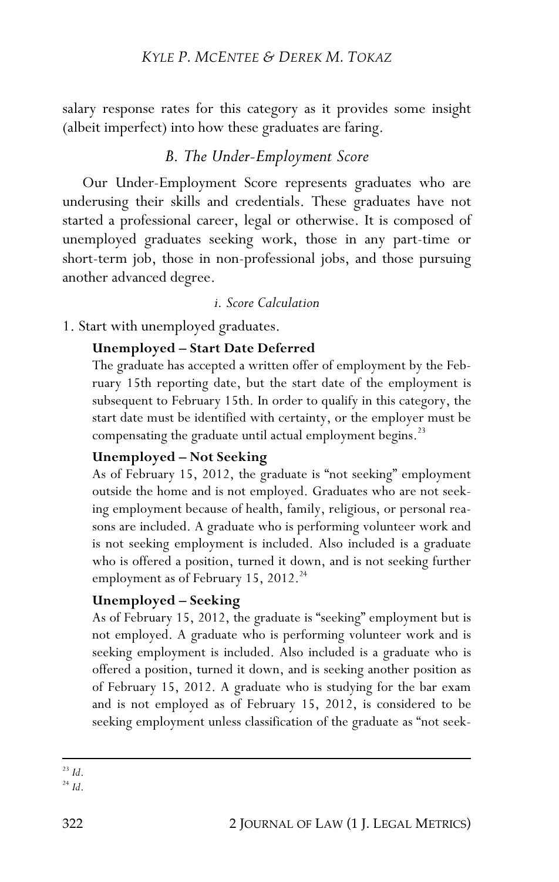salary response rates for this category as it provides some insight (albeit imperfect) into how these graduates are faring.

### *B. The Under-Employment Score*

Our Under-Employment Score represents graduates who are underusing their skills and credentials. These graduates have not started a professional career, legal or otherwise. It is composed of unemployed graduates seeking work, those in any part-time or short-term job, those in non-professional jobs, and those pursuing another advanced degree.

#### *i. Score Calculation*

1. Start with unemployed graduates.

> **Unemployed – Start Date Deferred**
> The graduate has accepted a written offer of employment by the February 15th reporting date, but the start date of the employment is subsequent to February 15th. In order to qualify in this category, the start date must be identified with certainty, or the employer must be compensating the graduate until actual employment begins.[23]
>
> **Unemployed – Not Seeking**
> As of February 15, 2012, the graduate is "not seeking" employment outside the home and is not employed. Graduates who are not seeking employment because of health, family, religious, or personal reasons are included. A graduate who is performing volunteer work and is not seeking employment is included. Also included is a graduate who is offered a position, turned it down, and is not seeking further employment as of February 15, 2012.[24]
>
> **Unemployed – Seeking**
> As of February 15, 2012, the graduate is "seeking" employment but is not employed. A graduate who is performing volunteer work and is seeking employment is included. Also included is a graduate who is offered a position, turned it down, and is seeking another position as of February 15, 2012. A graduate who is studying for the bar exam and is not employed as of February 15, 2012, is considered to be seeking employment unless classification of the graduate as "not seek-

---

[23] *Id*.
[24] *Id*.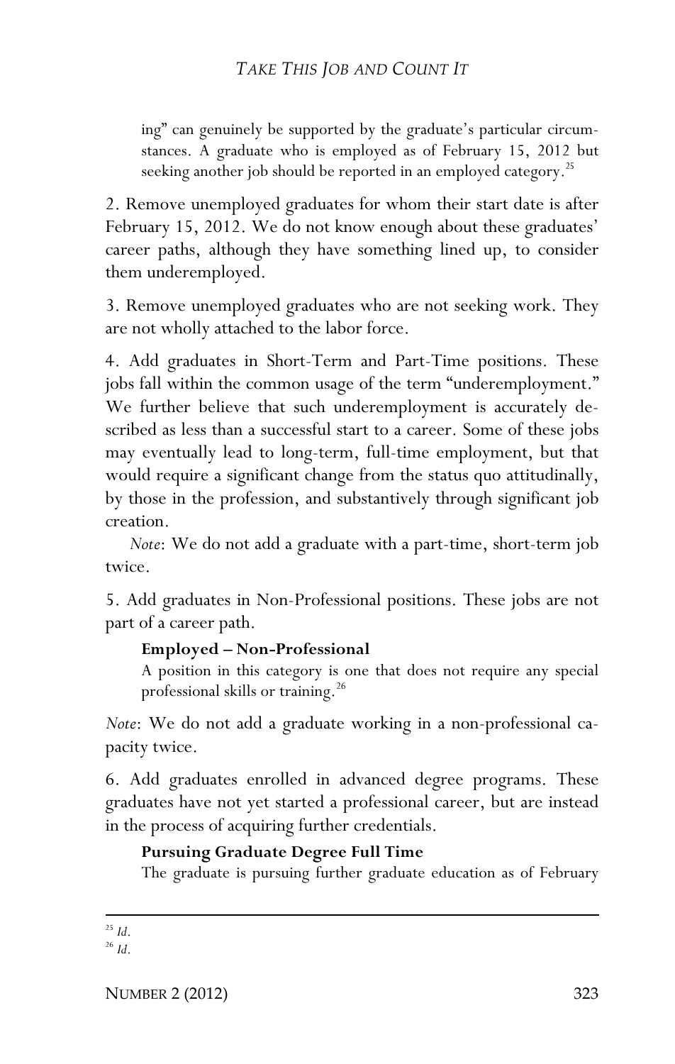ing" can genuinely be supported by the graduate's particular circumstances. A graduate who is employed as of February 15, 2012 but seeking another job should be reported in an employed category.[25]

2. Remove unemployed graduates for whom their start date is after February 15, 2012. We do not know enough about these graduates' career paths, although they have something lined up, to consider them underemployed.

3. Remove unemployed graduates who are not seeking work. They are not wholly attached to the labor force.

4. Add graduates in Short-Term and Part-Time positions. These jobs fall within the common usage of the term "underemployment." We further believe that such underemployment is accurately described as less than a successful start to a career. Some of these jobs may eventually lead to long-term, full-time employment, but that would require a significant change from the status quo attitudinally, by those in the profession, and substantively through significant job creation.

*Note*: We do not add a graduate with a part-time, short-term job twice.

5. Add graduates in Non-Professional positions. These jobs are not part of a career path.

> **Employed – Non-Professional**
>
> A position in this category is one that does not require any special professional skills or training.[26]

*Note*: We do not add a graduate working in a non-professional capacity twice.

6. Add graduates enrolled in advanced degree programs. These graduates have not yet started a professional career, but are instead in the process of acquiring further credentials.

> **Pursuing Graduate Degree Full Time**
>
> The graduate is pursuing further graduate education as of February

---

[25] *Id*.

[26] *Id*.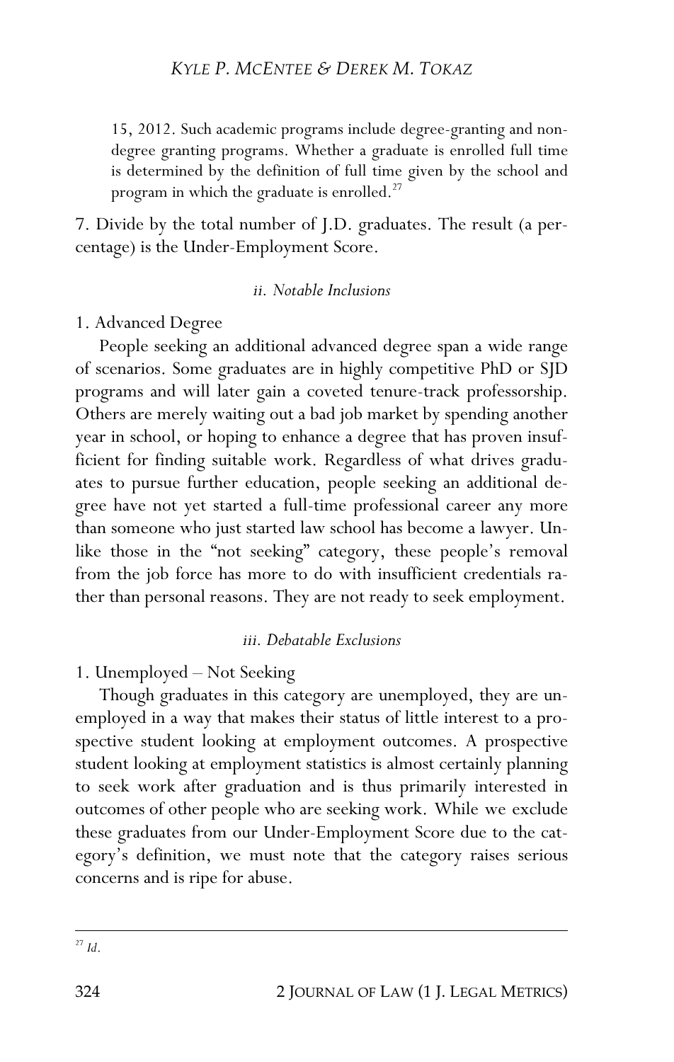15, 2012. Such academic programs include degree-granting and non-degree granting programs. Whether a graduate is enrolled full time is determined by the definition of full time given by the school and program in which the graduate is enrolled.[27]

7. Divide by the total number of J.D. graduates. The result (a percentage) is the Under-Employment Score.

#### *ii. Notable Inclusions*

1. Advanced Degree

People seeking an additional advanced degree span a wide range of scenarios. Some graduates are in highly competitive PhD or SJD programs and will later gain a coveted tenure-track professorship. Others are merely waiting out a bad job market by spending another year in school, or hoping to enhance a degree that has proven insufficient for finding suitable work. Regardless of what drives graduates to pursue further education, people seeking an additional degree have not yet started a full-time professional career any more than someone who just started law school has become a lawyer. Unlike those in the "not seeking" category, these people's removal from the job force has more to do with insufficient credentials rather than personal reasons. They are not ready to seek employment.

#### *iii. Debatable Exclusions*

1. Unemployed – Not Seeking

Though graduates in this category are unemployed, they are unemployed in a way that makes their status of little interest to a prospective student looking at employment outcomes. A prospective student looking at employment statistics is almost certainly planning to seek work after graduation and is thus primarily interested in outcomes of other people who are seeking work. While we exclude these graduates from our Under-Employment Score due to the category's definition, we must note that the category raises serious concerns and is ripe for abuse.

---

[27] *Id*.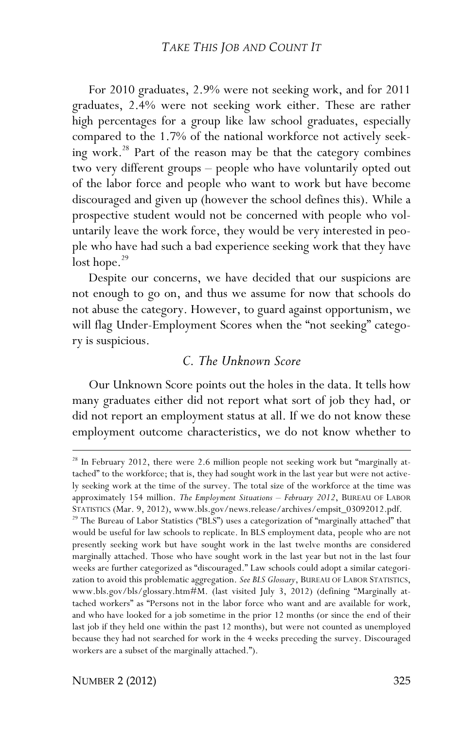For 2010 graduates, 2.9% were not seeking work, and for 2011 graduates, 2.4% were not seeking work either. These are rather high percentages for a group like law school graduates, especially compared to the 1.7% of the national workforce not actively seeking work.[28] Part of the reason may be that the category combines two very different groups – people who have voluntarily opted out of the labor force and people who want to work but have become discouraged and given up (however the school defines this). While a prospective student would not be concerned with people who voluntarily leave the work force, they would be very interested in people who have had such a bad experience seeking work that they have lost hope.[29]

Despite our concerns, we have decided that our suspicions are not enough to go on, and thus we assume for now that schools do not abuse the category. However, to guard against opportunism, we will flag Under-Employment Scores when the "not seeking" category is suspicious.

### *C. The Unknown Score*

Our Unknown Score points out the holes in the data. It tells how many graduates either did not report what sort of job they had, or did not report an employment status at all. If we do not know these employment outcome characteristics, we do not know whether to

---

[28] In February 2012, there were 2.6 million people not seeking work but "marginally attached" to the workforce; that is, they had sought work in the last year but were not actively seeking work at the time of the survey. The total size of the workforce at the time was approximately 154 million. *The Employment Situations – February 2012*, BUREAU OF LABOR STATISTICS (Mar. 9, 2012), www.bls.gov/news.release/archives/empsit_03092012.pdf.

[29] The Bureau of Labor Statistics ("BLS") uses a categorization of "marginally attached" that would be useful for law schools to replicate. In BLS employment data, people who are not presently seeking work but have sought work in the last twelve months are considered marginally attached. Those who have sought work in the last year but not in the last four weeks are further categorized as "discouraged." Law schools could adopt a similar categorization to avoid this problematic aggregation. *See BLS Glossary*, BUREAU OF LABOR STATISTICS, www.bls.gov/bls/glossary.htm#M. (last visited July 3, 2012) (defining "Marginally attached workers" as "Persons not in the labor force who want and are available for work, and who have looked for a job sometime in the prior 12 months (or since the end of their last job if they held one within the past 12 months), but were not counted as unemployed because they had not searched for work in the 4 weeks preceding the survey. Discouraged workers are a subset of the marginally attached.").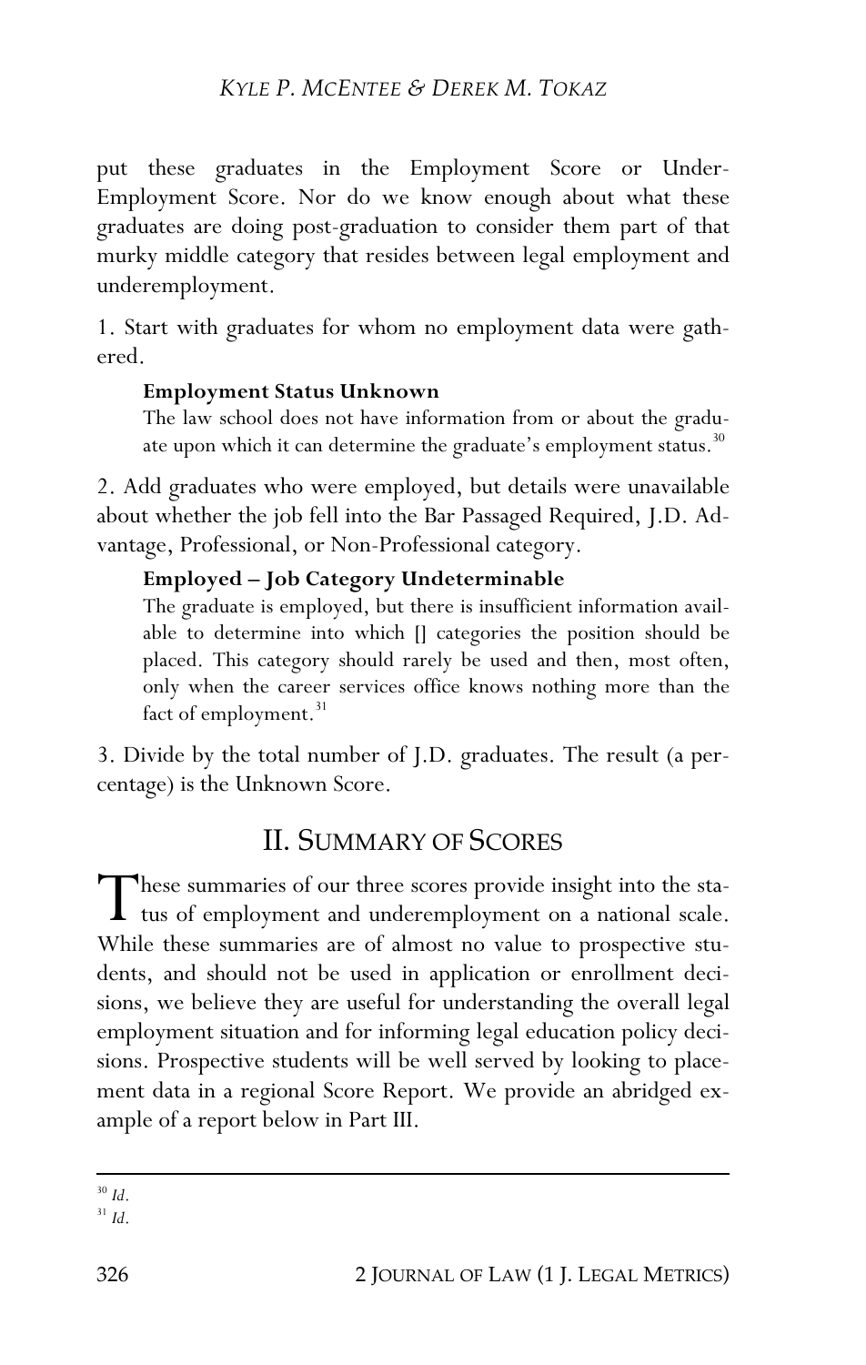put these graduates in the Employment Score or Under-Employment Score. Nor do we know enough about what these graduates are doing post-graduation to consider them part of that murky middle category that resides between legal employment and underemployment.

1. Start with graduates for whom no employment data were gathered.

> **Employment Status Unknown**
>
> The law school does not have information from or about the graduate upon which it can determine the graduate's employment status.[30]

2. Add graduates who were employed, but details were unavailable about whether the job fell into the Bar Passaged Required, J.D. Advantage, Professional, or Non-Professional category.

> **Employed – Job Category Undeterminable**
>
> The graduate is employed, but there is insufficient information available to determine into which [] categories the position should be placed. This category should rarely be used and then, most often, only when the career services office knows nothing more than the fact of employment.[31]

3. Divide by the total number of J.D. graduates. The result (a percentage) is the Unknown Score.

## II. SUMMARY OF SCORES

These summaries of our three scores provide insight into the status of employment and underemployment on a national scale. While these summaries are of almost no value to prospective students, and should not be used in application or enrollment decisions, we believe they are useful for understanding the overall legal employment situation and for informing legal education policy decisions. Prospective students will be well served by looking to placement data in a regional Score Report. We provide an abridged example of a report below in Part III.

---

[30] *Id.*

[31] *Id.*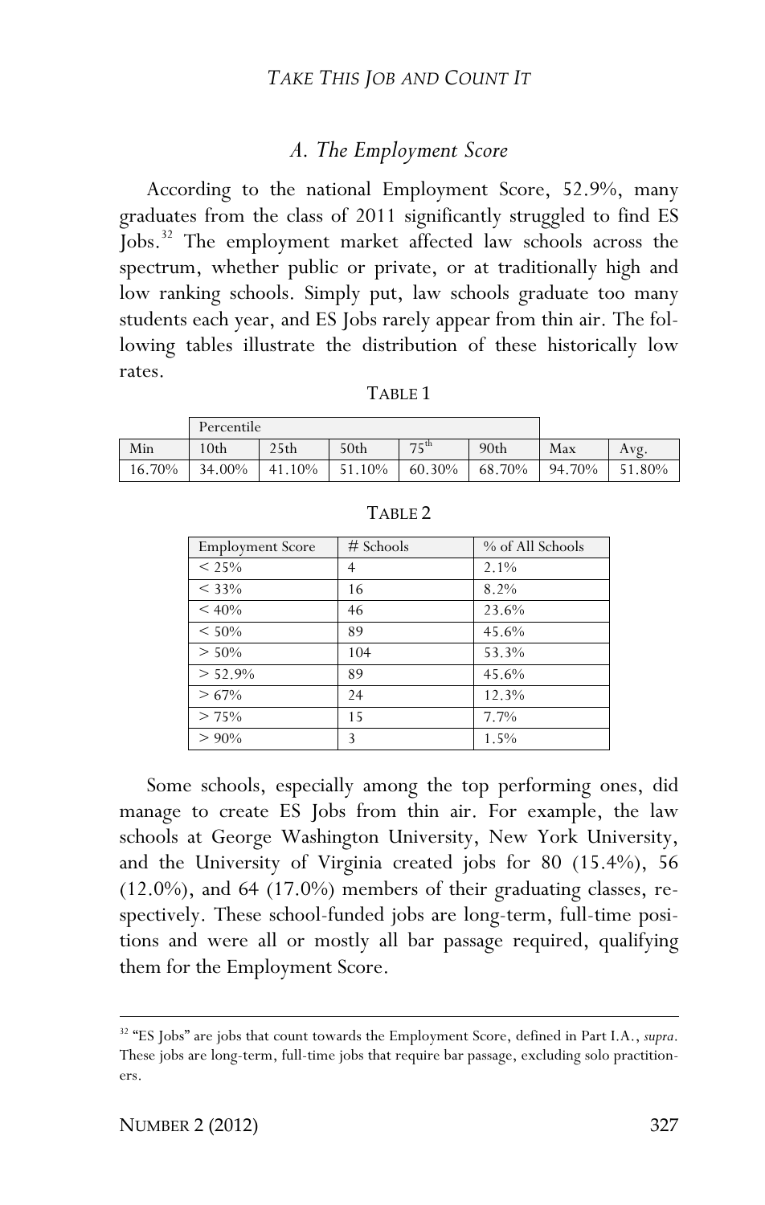### *A. The Employment Score*

According to the national Employment Score, 52.9%, many graduates from the class of 2011 significantly struggled to find ES Jobs.[32] The employment market affected law schools across the spectrum, whether public or private, or at traditionally high and low ranking schools. Simply put, law schools graduate too many students each year, and ES Jobs rarely appear from thin air. The following tables illustrate the distribution of these historically low rates.

TABLE 1

| | Percentile | | | | | | |
|---|---|---|---|---|---|---|---|
| Min | 10th | 25th | 50th | 75th | 90th | Max | Avg. |
| 16.70% | 34.00% | 41.10% | 51.10% | 60.30% | 68.70% | 94.70% | 51.80% |

TABLE 2

| Employment Score | # Schools | % of All Schools |
|---|---|---|
| < 25% | 4 | 2.1% |
| < 33% | 16 | 8.2% |
| < 40% | 46 | 23.6% |
| < 50% | 89 | 45.6% |
| > 50% | 104 | 53.3% |
| > 52.9% | 89 | 45.6% |
| > 67% | 24 | 12.3% |
| > 75% | 15 | 7.7% |
| > 90% | 3 | 1.5% |

Some schools, especially among the top performing ones, did manage to create ES Jobs from thin air. For example, the law schools at George Washington University, New York University, and the University of Virginia created jobs for 80 (15.4%), 56 (12.0%), and 64 (17.0%) members of their graduating classes, respectively. These school-funded jobs are long-term, full-time positions and were all or mostly all bar passage required, qualifying them for the Employment Score.

[32] "ES Jobs" are jobs that count towards the Employment Score, defined in Part I.A., *supra*. These jobs are long-term, full-time jobs that require bar passage, excluding solo practitioners.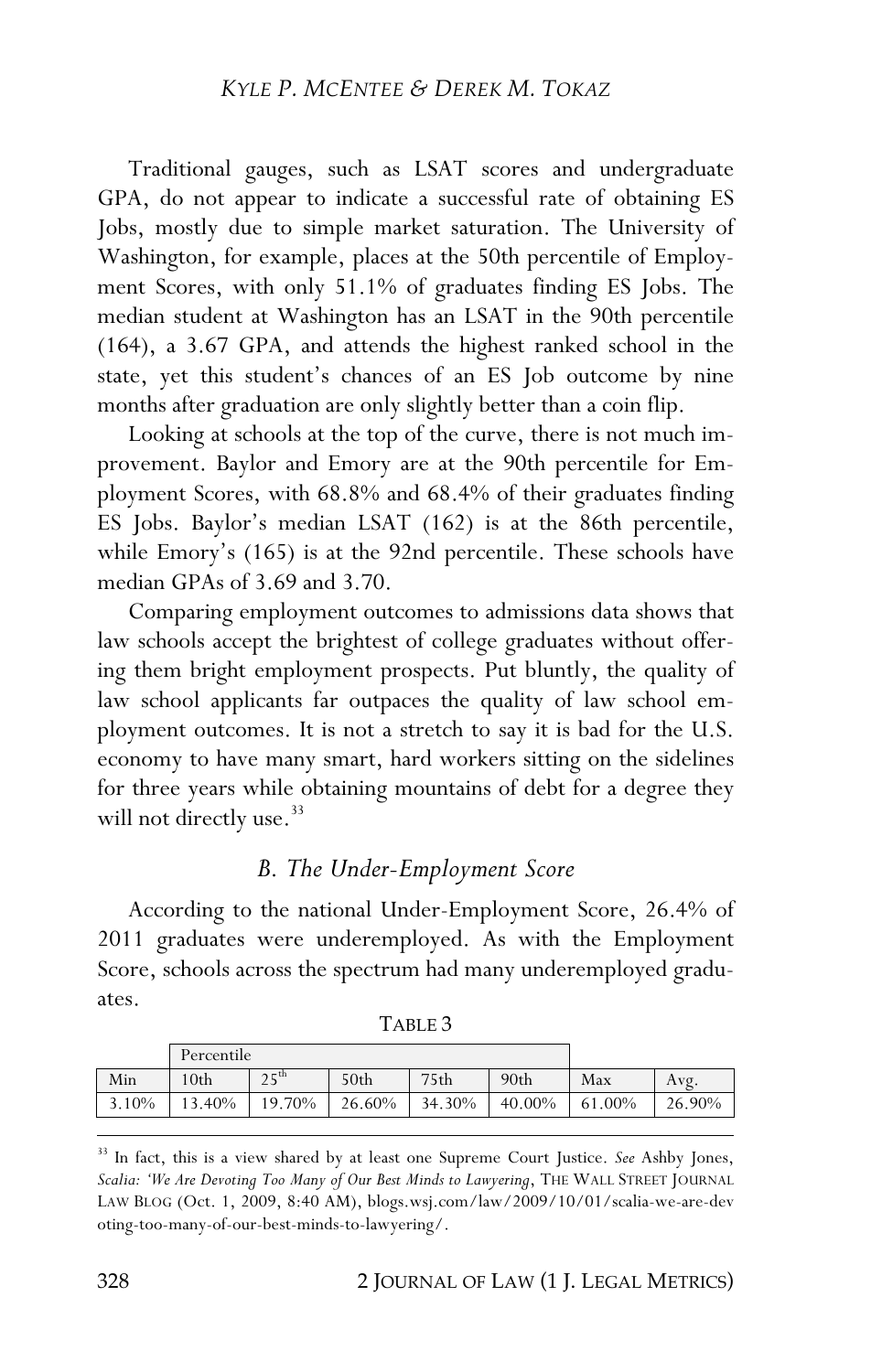Traditional gauges, such as LSAT scores and undergraduate GPA, do not appear to indicate a successful rate of obtaining ES Jobs, mostly due to simple market saturation. The University of Washington, for example, places at the 50th percentile of Employment Scores, with only 51.1% of graduates finding ES Jobs. The median student at Washington has an LSAT in the 90th percentile (164), a 3.67 GPA, and attends the highest ranked school in the state, yet this student's chances of an ES Job outcome by nine months after graduation are only slightly better than a coin flip.

Looking at schools at the top of the curve, there is not much improvement. Baylor and Emory are at the 90th percentile for Employment Scores, with 68.8% and 68.4% of their graduates finding ES Jobs. Baylor's median LSAT (162) is at the 86th percentile, while Emory's (165) is at the 92nd percentile. These schools have median GPAs of 3.69 and 3.70.

Comparing employment outcomes to admissions data shows that law schools accept the brightest of college graduates without offering them bright employment prospects. Put bluntly, the quality of law school applicants far outpaces the quality of law school employment outcomes. It is not a stretch to say it is bad for the U.S. economy to have many smart, hard workers sitting on the sidelines for three years while obtaining mountains of debt for a degree they will not directly use.[33]

### *B. The Under-Employment Score*

According to the national Under-Employment Score, 26.4% of 2011 graduates were underemployed. As with the Employment Score, schools across the spectrum had many underemployed graduates.

TABLE 3

| | Percentile | | | | | | |
|---|---|---|---|---|---|---|---|
| Min | 10th | 25th | 50th | 75th | 90th | Max | Avg. |
| 3.10% | 13.40% | 19.70% | 26.60% | 34.30% | 40.00% | 61.00% | 26.90% |

---

[33] In fact, this is a view shared by at least one Supreme Court Justice. *See* Ashby Jones, *Scalia: 'We Are Devoting Too Many of Our Best Minds to Lawyering*, THE WALL STREET JOURNAL LAW BLOG (Oct. 1, 2009, 8:40 AM), blogs.wsj.com/law/2009/10/01/scalia-we-are-devoting-too-many-of-our-best-minds-to-lawyering/.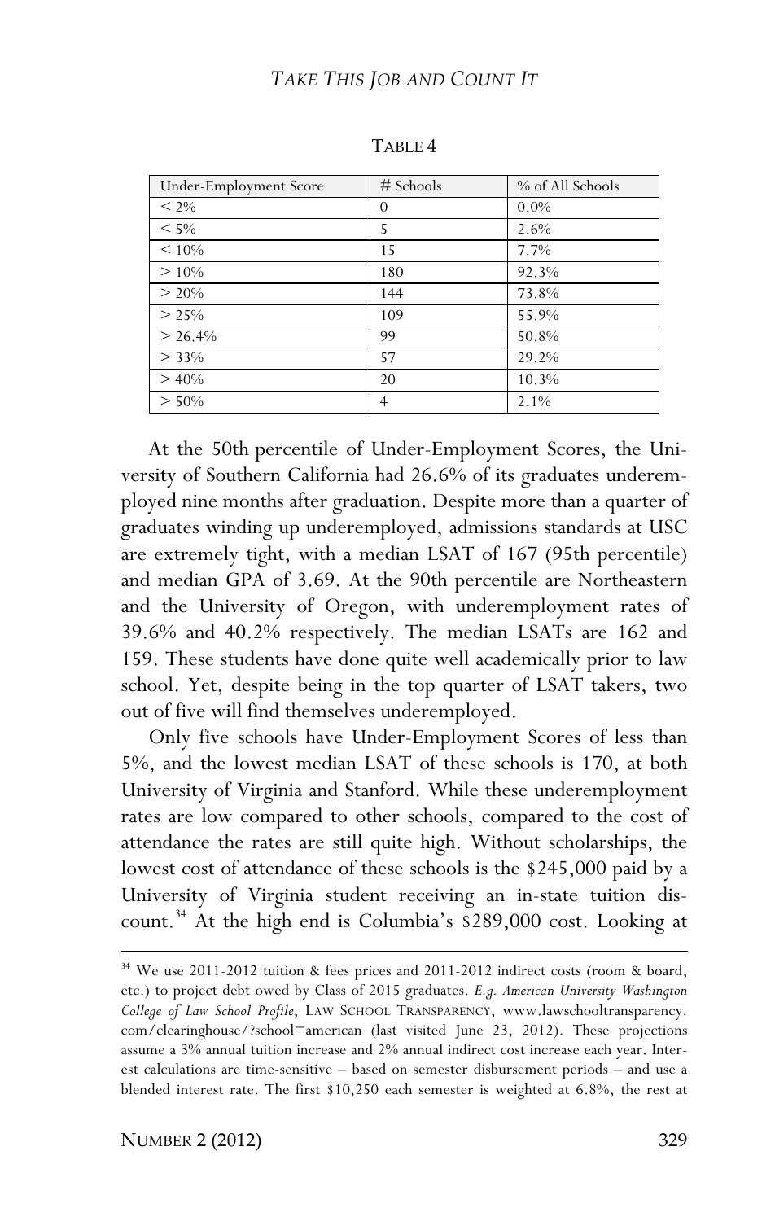TABLE 4

| Under-Employment Score | # Schools | % of All Schools |
| --- | --- | --- |
| < 2% | 0 | 0.0% |
| < 5% | 5 | 2.6% |
| < 10% | 15 | 7.7% |
| > 10% | 180 | 92.3% |
| > 20% | 144 | 73.8% |
| > 25% | 109 | 55.9% |
| > 26.4% | 99 | 50.8% |
| > 33% | 57 | 29.2% |
| > 40% | 20 | 10.3% |
| > 50% | 4 | 2.1% |

At the 50th percentile of Under-Employment Scores, the University of Southern California had 26.6% of its graduates underemployed nine months after graduation. Despite more than a quarter of graduates winding up underemployed, admissions standards at USC are extremely tight, with a median LSAT of 167 (95th percentile) and median GPA of 3.69. At the 90th percentile are Northeastern and the University of Oregon, with underemployment rates of 39.6% and 40.2% respectively. The median LSATs are 162 and 159. These students have done quite well academically prior to law school. Yet, despite being in the top quarter of LSAT takers, two out of five will find themselves underemployed.

Only five schools have Under-Employment Scores of less than 5%, and the lowest median LSAT of these schools is 170, at both University of Virginia and Stanford. While these underemployment rates are low compared to other schools, compared to the cost of attendance the rates are still quite high. Without scholarships, the lowest cost of attendance of these schools is the $245,000 paid by a University of Virginia student receiving an in-state tuition discount.[34] At the high end is Columbia's $289,000 cost. Looking at

[34] We use 2011-2012 tuition & fees prices and 2011-2012 indirect costs (room & board, etc.) to project debt owed by Class of 2015 graduates. *E.g. American University Washington College of Law School Profile*, LAW SCHOOL TRANSPARENCY, www.lawschooltransparency.com/clearinghouse/?school=american (last visited June 23, 2012). These projections assume a 3% annual tuition increase and 2% annual indirect cost increase each year. Interest calculations are time-sensitive – based on semester disbursement periods – and use a blended interest rate. The first $10,250 each semester is weighted at 6.8%, the rest at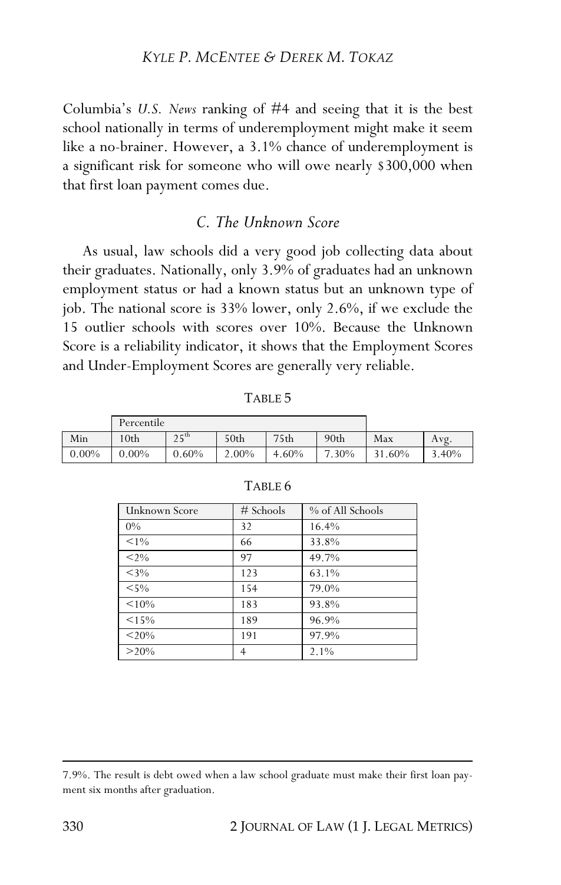Columbia's *U.S. News* ranking of #4 and seeing that it is the best school nationally in terms of underemployment might make it seem like a no-brainer. However, a 3.1% chance of underemployment is a significant risk for someone who will owe nearly $300,000 when that first loan payment comes due.

### C. The Unknown Score

As usual, law schools did a very good job collecting data about their graduates. Nationally, only 3.9% of graduates had an unknown employment status or had a known status but an unknown type of job. The national score is 33% lower, only 2.6%, if we exclude the 15 outlier schools with scores over 10%. Because the Unknown Score is a reliability indicator, it shows that the Employment Scores and Under-Employment Scores are generally very reliable.

TABLE 5

| | Percentile | | | | | | |
|---|---|---|---|---|---|---|---|
| Min | 10th | 25th | 50th | 75th | 90th | Max | Avg. |
| 0.00% | 0.00% | 0.60% | 2.00% | 4.60% | 7.30% | 31.60% | 3.40% |

TABLE 6

| Unknown Score | # Schools | % of All Schools |
|---|---|---|
| 0% | 32 | 16.4% |
| <1% | 66 | 33.8% |
| <2% | 97 | 49.7% |
| <3% | 123 | 63.1% |
| <5% | 154 | 79.0% |
| <10% | 183 | 93.8% |
| <15% | 189 | 96.9% |
| <20% | 191 | 97.9% |
| >20% | 4 | 2.1% |

7.9%. The result is debt owed when a law school graduate must make their first loan payment six months after graduation.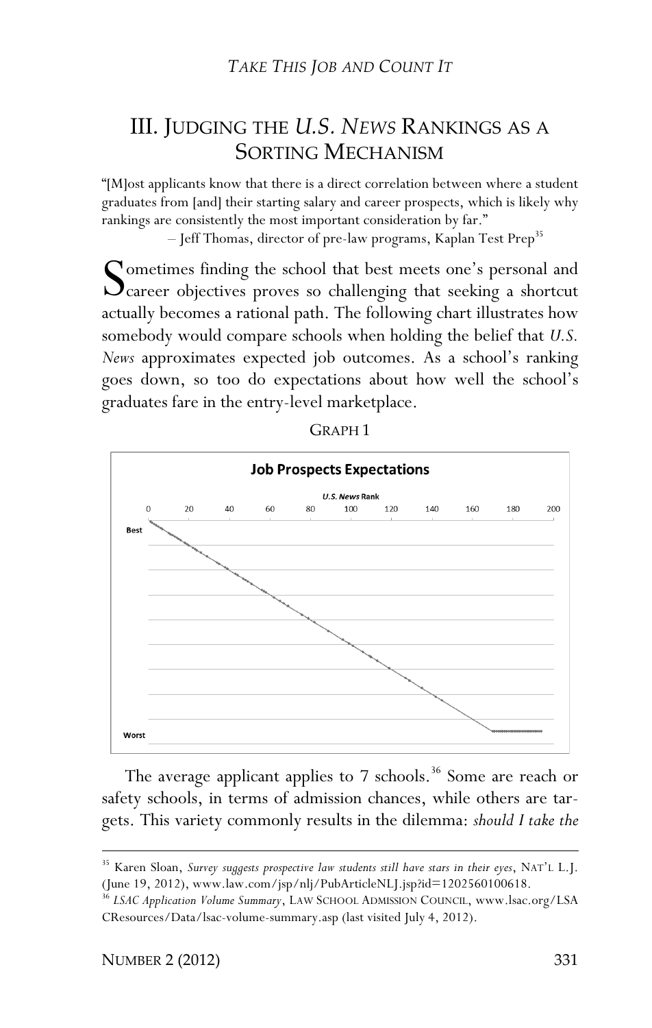## III. JUDGING THE *U.S. NEWS* RANKINGS AS A SORTING MECHANISM

"[M]ost applicants know that there is a direct correlation between where a student graduates from [and] their starting salary and career prospects, which is likely why rankings are consistently the most important consideration by far."

– Jeff Thomas, director of pre-law programs, Kaplan Test Prep[35]

Sometimes finding the school that best meets one's personal and career objectives proves so challenging that seeking a shortcut actually becomes a rational path. The following chart illustrates how somebody would compare schools when holding the belief that *U.S. News* approximates expected job outcomes. As a school's ranking goes down, so too do expectations about how well the school's graduates fare in the entry-level marketplace.

GRAPH 1

**Job Prospects Expectations**

*U.S. News* Rank: 0, 20, 40, 60, 80, 100, 120, 140, 160, 180, 200

Best

Worst

The average applicant applies to 7 schools.[36] Some are reach or safety schools, in terms of admission chances, while others are targets. This variety commonly results in the dilemma: *should I take the*

---

[35] Karen Sloan, *Survey suggests prospective law students still have stars in their eyes*, NAT'L L.J. (June 19, 2012), www.law.com/jsp/nlj/PubArticleNLJ.jsp?id=1202560100618.

[36] *LSAC Application Volume Summary*, LAW SCHOOL ADMISSION COUNCIL, www.lsac.org/LSACResources/Data/lsac-volume-summary.asp (last visited July 4, 2012).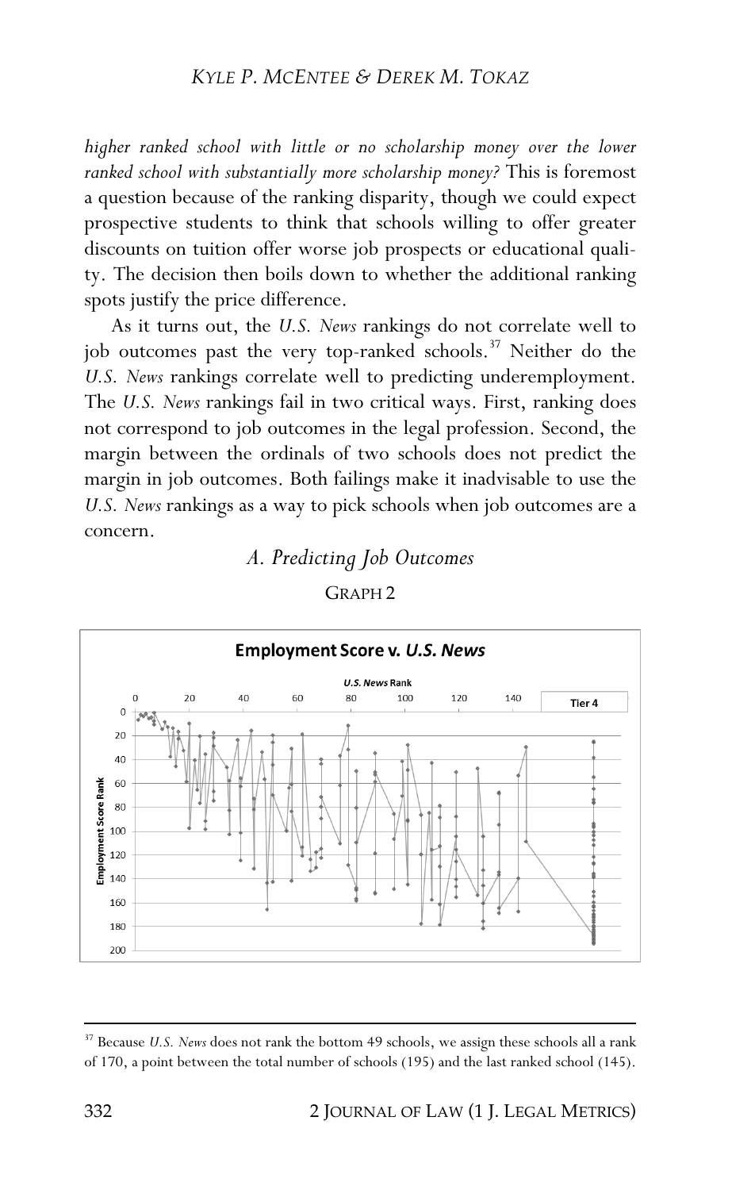*higher ranked school with little or no scholarship money over the lower ranked school with substantially more scholarship money?* This is foremost a question because of the ranking disparity, though we could expect prospective students to think that schools willing to offer greater discounts on tuition offer worse job prospects or educational quality. The decision then boils down to whether the additional ranking spots justify the price difference.

As it turns out, the *U.S. News* rankings do not correlate well to job outcomes past the very top-ranked schools.[37] Neither do the *U.S. News* rankings correlate well to predicting underemployment. The *U.S. News* rankings fail in two critical ways. First, ranking does not correspond to job outcomes in the legal profession. Second, the margin between the ordinals of two schools does not predict the margin in job outcomes. Both failings make it inadvisable to use the *U.S. News* rankings as a way to pick schools when job outcomes are a concern.

### *A. Predicting Job Outcomes*

GRAPH 2

**Employment Score v. *U.S. News***

---

[37] Because *U.S. News* does not rank the bottom 49 schools, we assign these schools all a rank of 170, a point between the total number of schools (195) and the last ranked school (145).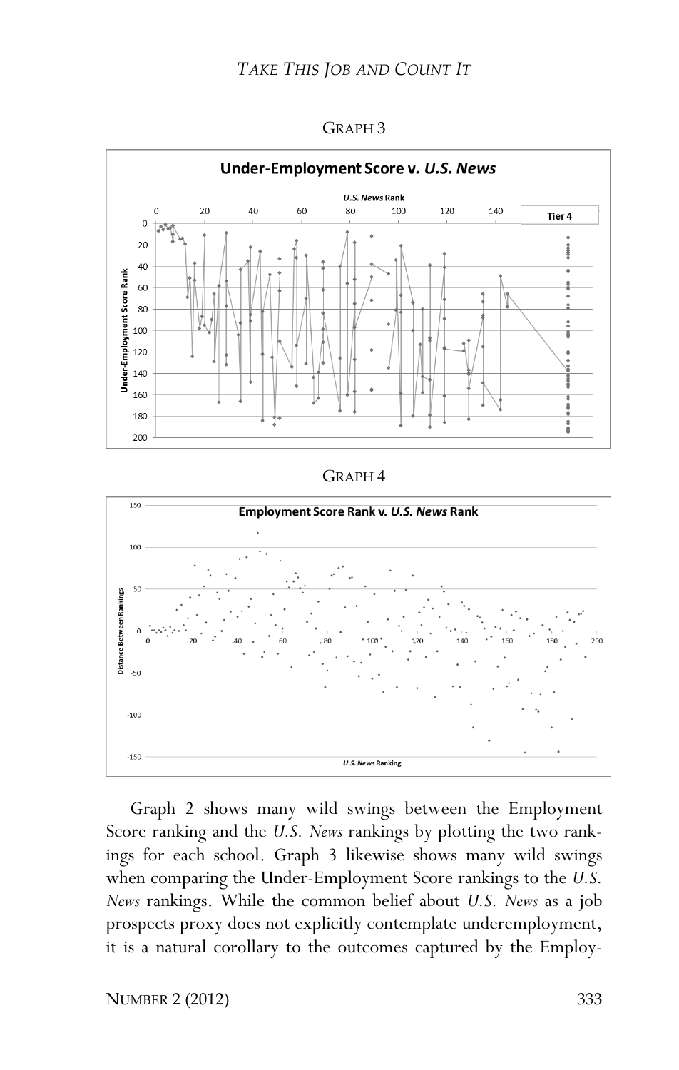GRAPH 3

GRAPH 4

Graph 2 shows many wild swings between the Employment Score ranking and the *U.S. News* rankings by plotting the two rankings for each school. Graph 3 likewise shows many wild swings when comparing the Under-Employment Score rankings to the *U.S. News* rankings. While the common belief about *U.S. News* as a job prospects proxy does not explicitly contemplate underemployment, it is a natural corollary to the outcomes captured by the Employ-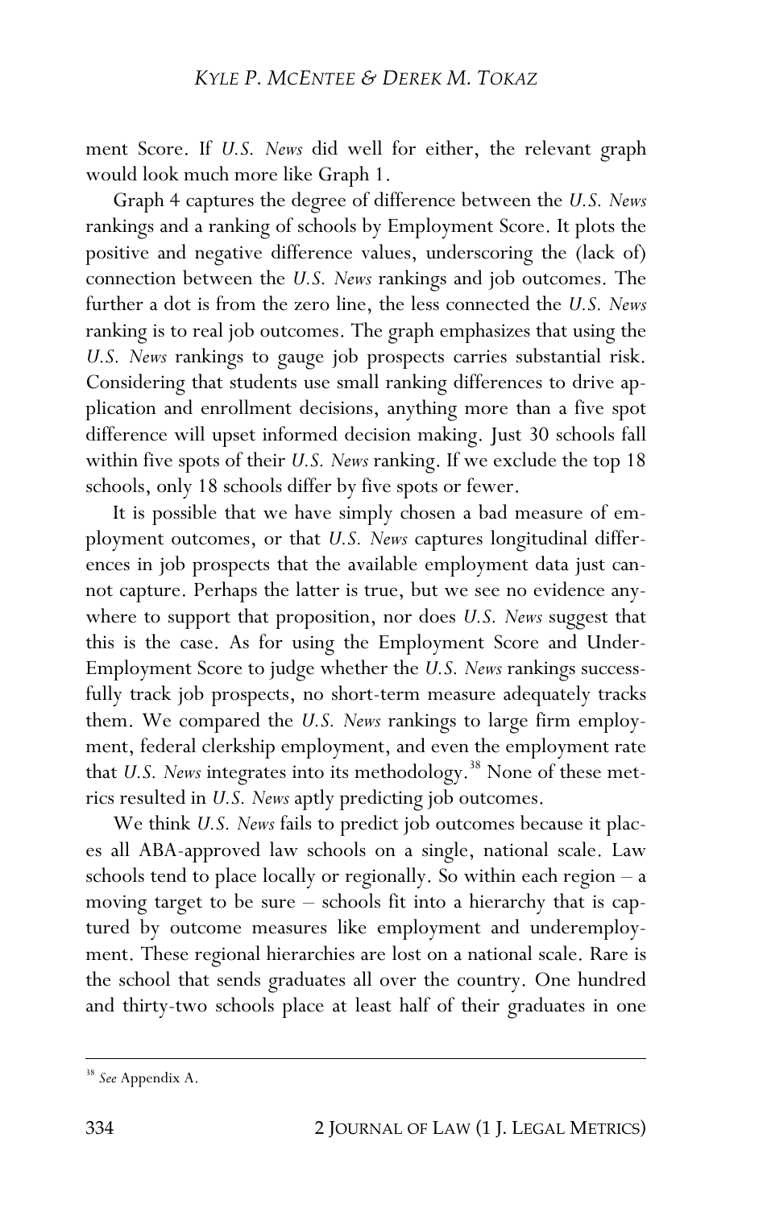ment Score. If *U.S. News* did well for either, the relevant graph would look much more like Graph 1.

Graph 4 captures the degree of difference between the *U.S. News* rankings and a ranking of schools by Employment Score. It plots the positive and negative difference values, underscoring the (lack of) connection between the *U.S. News* rankings and job outcomes. The further a dot is from the zero line, the less connected the *U.S. News* ranking is to real job outcomes. The graph emphasizes that using the *U.S. News* rankings to gauge job prospects carries substantial risk. Considering that students use small ranking differences to drive application and enrollment decisions, anything more than a five spot difference will upset informed decision making. Just 30 schools fall within five spots of their *U.S. News* ranking. If we exclude the top 18 schools, only 18 schools differ by five spots or fewer.

It is possible that we have simply chosen a bad measure of employment outcomes, or that *U.S. News* captures longitudinal differences in job prospects that the available employment data just cannot capture. Perhaps the latter is true, but we see no evidence anywhere to support that proposition, nor does *U.S. News* suggest that this is the case. As for using the Employment Score and Under-Employment Score to judge whether the *U.S. News* rankings successfully track job prospects, no short-term measure adequately tracks them. We compared the *U.S. News* rankings to large firm employment, federal clerkship employment, and even the employment rate that *U.S. News* integrates into its methodology.[38] None of these metrics resulted in *U.S. News* aptly predicting job outcomes.

We think *U.S. News* fails to predict job outcomes because it places all ABA-approved law schools on a single, national scale. Law schools tend to place locally or regionally. So within each region – a moving target to be sure – schools fit into a hierarchy that is captured by outcome measures like employment and underemployment. These regional hierarchies are lost on a national scale. Rare is the school that sends graduates all over the country. One hundred and thirty-two schools place at least half of their graduates in one

---

[38] *See* Appendix A.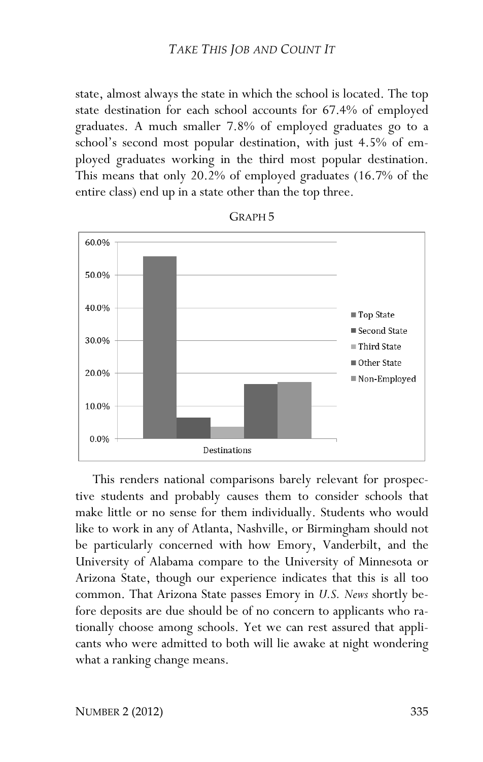state, almost always the state in which the school is located. The top state destination for each school accounts for 67.4% of employed graduates. A much smaller 7.8% of employed graduates go to a school's second most popular destination, with just 4.5% of employed graduates working in the third most popular destination. This means that only 20.2% of employed graduates (16.7% of the entire class) end up in a state other than the top three.

GRAPH 5

This renders national comparisons barely relevant for prospective students and probably causes them to consider schools that make little or no sense for them individually. Students who would like to work in any of Atlanta, Nashville, or Birmingham should not be particularly concerned with how Emory, Vanderbilt, and the University of Alabama compare to the University of Minnesota or Arizona State, though our experience indicates that this is all too common. That Arizona State passes Emory in *U.S. News* shortly before deposits are due should be of no concern to applicants who rationally choose among schools. Yet we can rest assured that applicants who were admitted to both will lie awake at night wondering what a ranking change means.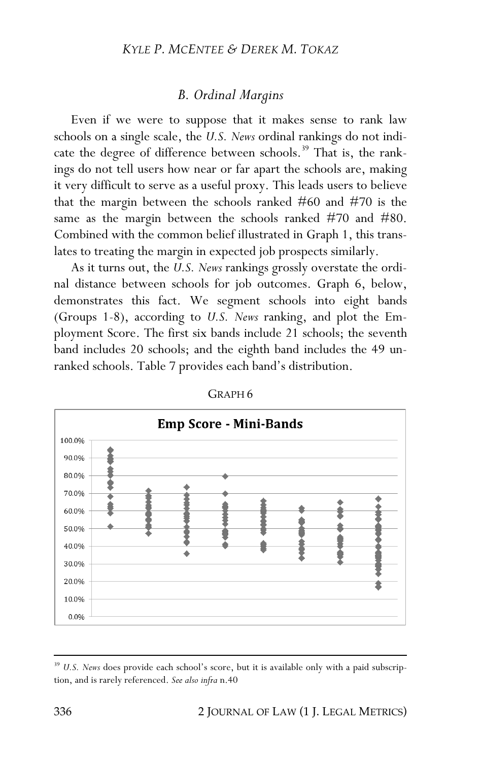### *B. Ordinal Margins*

Even if we were to suppose that it makes sense to rank law schools on a single scale, the *U.S. News* ordinal rankings do not indicate the degree of difference between schools.[39] That is, the rankings do not tell users how near or far apart the schools are, making it very difficult to serve as a useful proxy. This leads users to believe that the margin between the schools ranked #60 and #70 is the same as the margin between the schools ranked #70 and #80. Combined with the common belief illustrated in Graph 1, this translates to treating the margin in expected job prospects similarly.

As it turns out, the *U.S. News* rankings grossly overstate the ordinal distance between schools for job outcomes. Graph 6, below, demonstrates this fact. We segment schools into eight bands (Groups 1-8), according to *U.S. News* ranking, and plot the Employment Score. The first six bands include 21 schools; the seventh band includes 20 schools; and the eighth band includes the 49 unranked schools. Table 7 provides each band's distribution.

GRAPH 6

**Emp Score - Mini-Bands**

---

[39] *U.S. News* does provide each school's score, but it is available only with a paid subscription, and is rarely referenced. *See also infra* n.40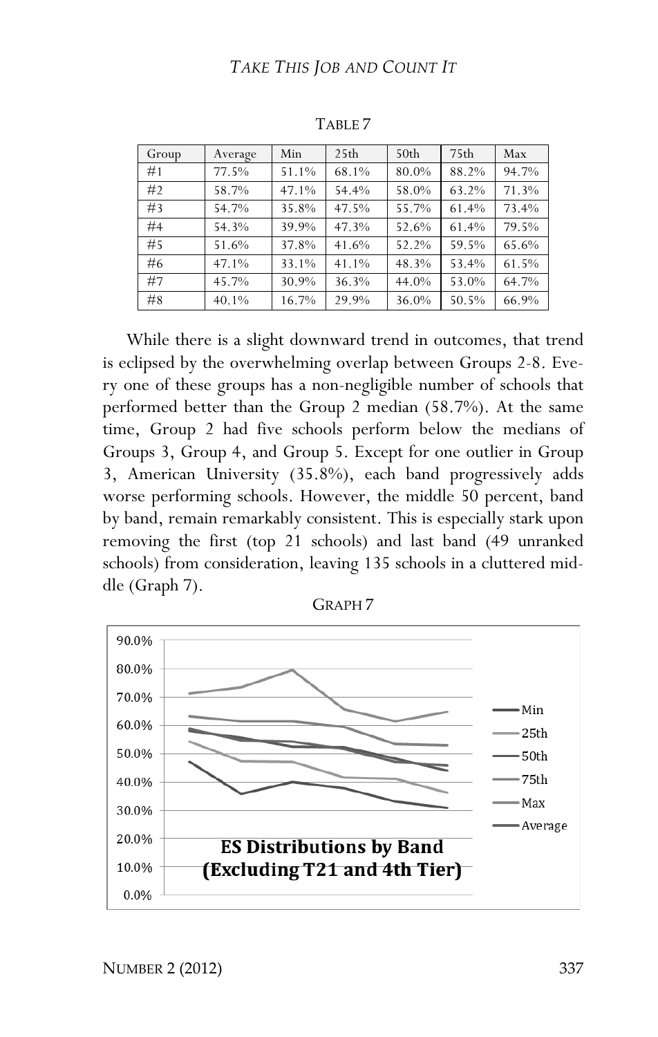TABLE 7

| Group | Average | Min | 25th | 50th | 75th | Max |
|---|---|---|---|---|---|---|
| #1 | 77.5% | 51.1% | 68.1% | 80.0% | 88.2% | 94.7% |
| #2 | 58.7% | 47.1% | 54.4% | 58.0% | 63.2% | 71.3% |
| #3 | 54.7% | 35.8% | 47.5% | 55.7% | 61.4% | 73.4% |
| #4 | 54.3% | 39.9% | 47.3% | 52.6% | 61.4% | 79.5% |
| #5 | 51.6% | 37.8% | 41.6% | 52.2% | 59.5% | 65.6% |
| #6 | 47.1% | 33.1% | 41.1% | 48.3% | 53.4% | 61.5% |
| #7 | 45.7% | 30.9% | 36.3% | 44.0% | 53.0% | 64.7% |
| #8 | 40.1% | 16.7% | 29.9% | 36.0% | 50.5% | 66.9% |

While there is a slight downward trend in outcomes, that trend is eclipsed by the overwhelming overlap between Groups 2-8. Every one of these groups has a non-negligible number of schools that performed better than the Group 2 median (58.7%). At the same time, Group 2 had five schools perform below the medians of Groups 3, Group 4, and Group 5. Except for one outlier in Group 3, American University (35.8%), each band progressively adds worse performing schools. However, the middle 50 percent, band by band, remain remarkably consistent. This is especially stark upon removing the first (top 21 schools) and last band (49 unranked schools) from consideration, leaving 135 schools in a cluttered middle (Graph 7).

GRAPH 7

**ES Distributions by Band (Excluding T21 and 4th Tier)**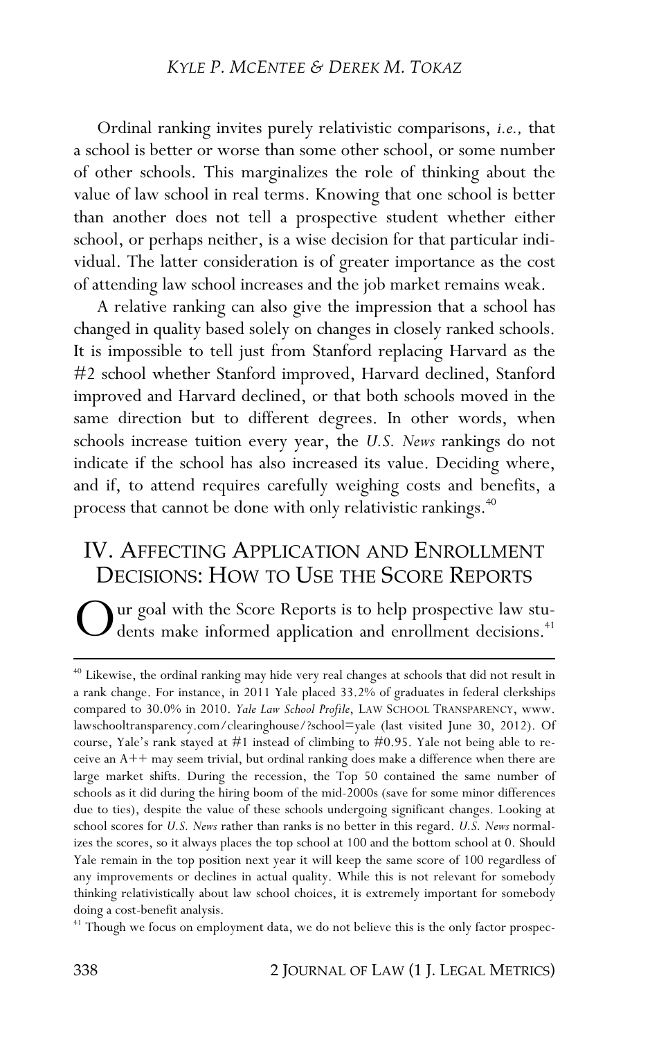Ordinal ranking invites purely relativistic comparisons, *i.e.,* that a school is better or worse than some other school, or some number of other schools. This marginalizes the role of thinking about the value of law school in real terms. Knowing that one school is better than another does not tell a prospective student whether either school, or perhaps neither, is a wise decision for that particular individual. The latter consideration is of greater importance as the cost of attending law school increases and the job market remains weak.

A relative ranking can also give the impression that a school has changed in quality based solely on changes in closely ranked schools. It is impossible to tell just from Stanford replacing Harvard as the #2 school whether Stanford improved, Harvard declined, Stanford improved and Harvard declined, or that both schools moved in the same direction but to different degrees. In other words, when schools increase tuition every year, the *U.S. News* rankings do not indicate if the school has also increased its value. Deciding where, and if, to attend requires carefully weighing costs and benefits, a process that cannot be done with only relativistic rankings.[40]

## IV. Affecting Application and Enrollment Decisions: How to Use the Score Reports

Our goal with the Score Reports is to help prospective law students make informed application and enrollment decisions.[41]

---

[40] Likewise, the ordinal ranking may hide very real changes at schools that did not result in a rank change. For instance, in 2011 Yale placed 33.2% of graduates in federal clerkships compared to 30.0% in 2010. *Yale Law School Profile*, LAW SCHOOL TRANSPARENCY, www.lawschooltransparency.com/clearinghouse/?school=yale (last visited June 30, 2012). Of course, Yale's rank stayed at #1 instead of climbing to #0.95. Yale not being able to receive an A++ may seem trivial, but ordinal ranking does make a difference when there are large market shifts. During the recession, the Top 50 contained the same number of schools as it did during the hiring boom of the mid-2000s (save for some minor differences due to ties), despite the value of these schools undergoing significant changes. Looking at school scores for *U.S. News* rather than ranks is no better in this regard. *U.S. News* normalizes the scores, so it always places the top school at 100 and the bottom school at 0. Should Yale remain in the top position next year it will keep the same score of 100 regardless of any improvements or declines in actual quality. While this is not relevant for somebody thinking relativistically about law school choices, it is extremely important for somebody doing a cost-benefit analysis.

[41] Though we focus on employment data, we do not believe this is the only factor prospec-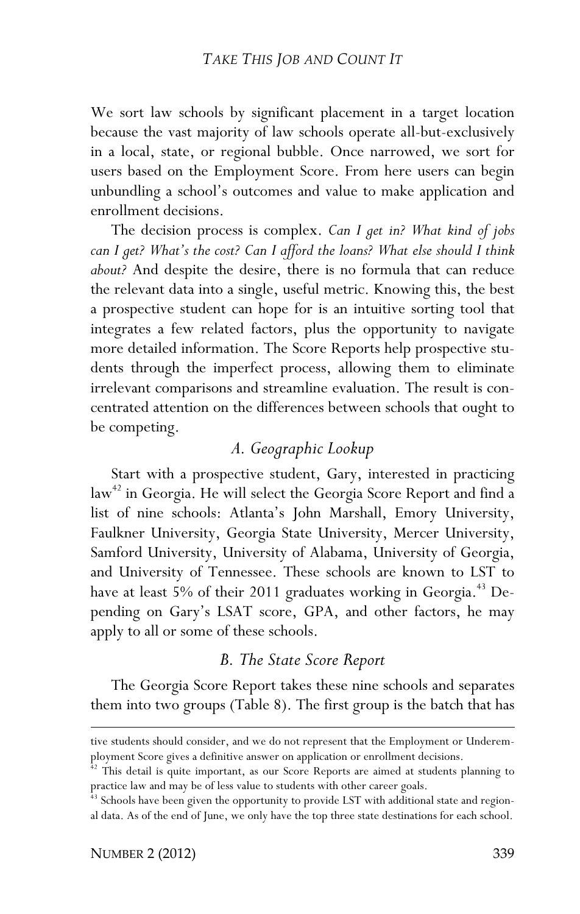We sort law schools by significant placement in a target location because the vast majority of law schools operate all-but-exclusively in a local, state, or regional bubble. Once narrowed, we sort for users based on the Employment Score. From here users can begin unbundling a school's outcomes and value to make application and enrollment decisions.

The decision process is complex. *Can I get in? What kind of jobs can I get? What's the cost? Can I afford the loans? What else should I think about?* And despite the desire, there is no formula that can reduce the relevant data into a single, useful metric. Knowing this, the best a prospective student can hope for is an intuitive sorting tool that integrates a few related factors, plus the opportunity to navigate more detailed information. The Score Reports help prospective students through the imperfect process, allowing them to eliminate irrelevant comparisons and streamline evaluation. The result is concentrated attention on the differences between schools that ought to be competing.

### *A. Geographic Lookup*

Start with a prospective student, Gary, interested in practicing law[42] in Georgia. He will select the Georgia Score Report and find a list of nine schools: Atlanta's John Marshall, Emory University, Faulkner University, Georgia State University, Mercer University, Samford University, University of Alabama, University of Georgia, and University of Tennessee. These schools are known to LST to have at least 5% of their 2011 graduates working in Georgia.[43] Depending on Gary's LSAT score, GPA, and other factors, he may apply to all or some of these schools.

### *B. The State Score Report*

The Georgia Score Report takes these nine schools and separates them into two groups (Table 8). The first group is the batch that has

---

tive students should consider, and we do not represent that the Employment or Underemployment Score gives a definitive answer on application or enrollment decisions.

[42] This detail is quite important, as our Score Reports are aimed at students planning to practice law and may be of less value to students with other career goals.

[43] Schools have been given the opportunity to provide LST with additional state and regional data. As of the end of June, we only have the top three state destinations for each school.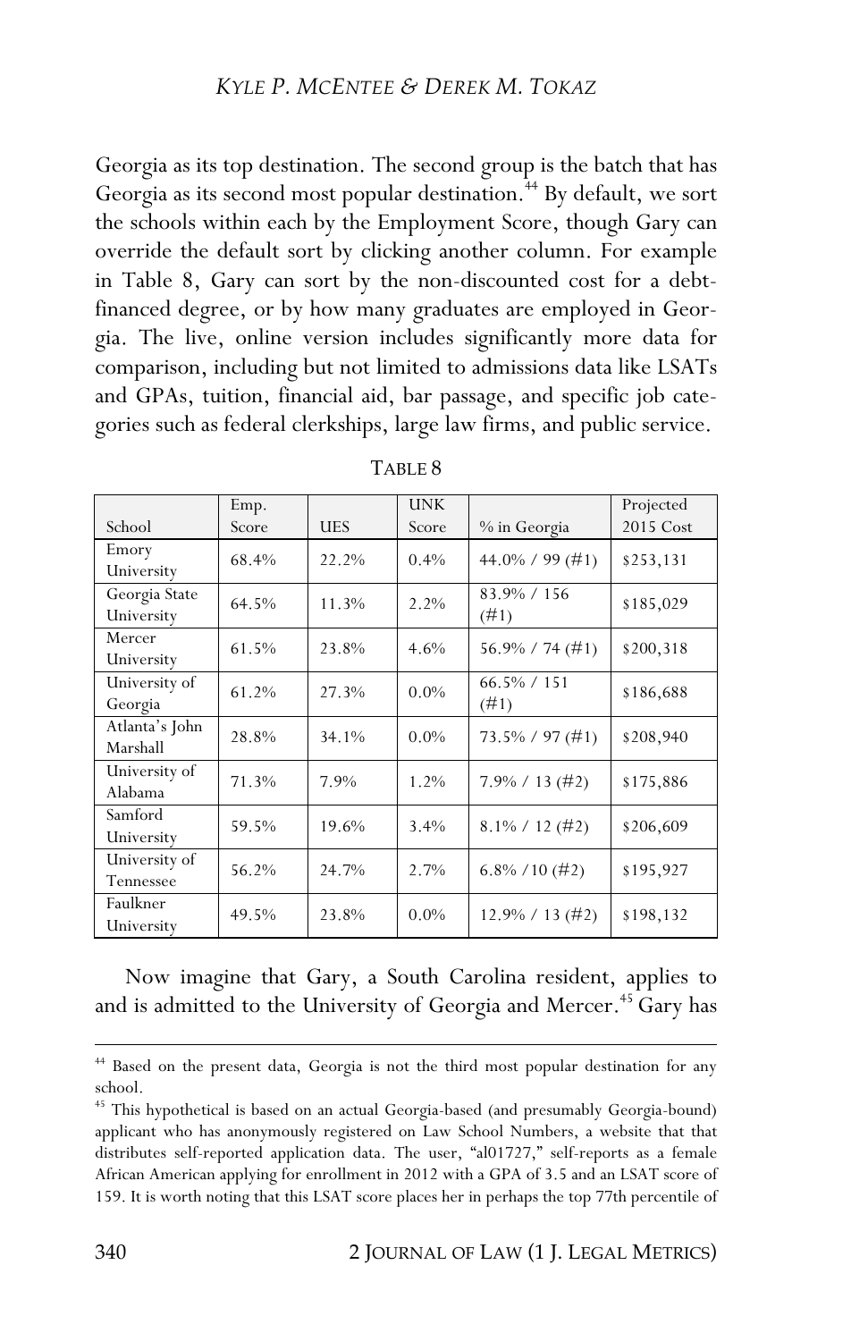Georgia as its top destination. The second group is the batch that has Georgia as its second most popular destination.[44] By default, we sort the schools within each by the Employment Score, though Gary can override the default sort by clicking another column. For example in Table 8, Gary can sort by the non-discounted cost for a debt-financed degree, or by how many graduates are employed in Georgia. The live, online version includes significantly more data for comparison, including but not limited to admissions data like LSATs and GPAs, tuition, financial aid, bar passage, and specific job categories such as federal clerkships, large law firms, and public service.

TABLE 8

| School | Emp. Score | UES | UNK Score | % in Georgia | Projected 2015 Cost |
|---|---|---|---|---|---|
| Emory University | 68.4% | 22.2% | 0.4% | 44.0% / 99 (#1) | $253,131 |
| Georgia State University | 64.5% | 11.3% | 2.2% | 83.9% / 156 (#1) | $185,029 |
| Mercer University | 61.5% | 23.8% | 4.6% | 56.9% / 74 (#1) | $200,318 |
| University of Georgia | 61.2% | 27.3% | 0.0% | 66.5% / 151 (#1) | $186,688 |
| Atlanta's John Marshall | 28.8% | 34.1% | 0.0% | 73.5% / 97 (#1) | $208,940 |
| University of Alabama | 71.3% | 7.9% | 1.2% | 7.9% / 13 (#2) | $175,886 |
| Samford University | 59.5% | 19.6% | 3.4% | 8.1% / 12 (#2) | $206,609 |
| University of Tennessee | 56.2% | 24.7% | 2.7% | 6.8% /10 (#2) | $195,927 |
| Faulkner University | 49.5% | 23.8% | 0.0% | 12.9% / 13 (#2) | $198,132 |

Now imagine that Gary, a South Carolina resident, applies to and is admitted to the University of Georgia and Mercer.[45] Gary has

---

[44] Based on the present data, Georgia is not the third most popular destination for any school.

[45] This hypothetical is based on an actual Georgia-based (and presumably Georgia-bound) applicant who has anonymously registered on Law School Numbers, a website that that distributes self-reported application data. The user, "al01727," self-reports as a female African American applying for enrollment in 2012 with a GPA of 3.5 and an LSAT score of 159. It is worth noting that this LSAT score places her in perhaps the top 77th percentile of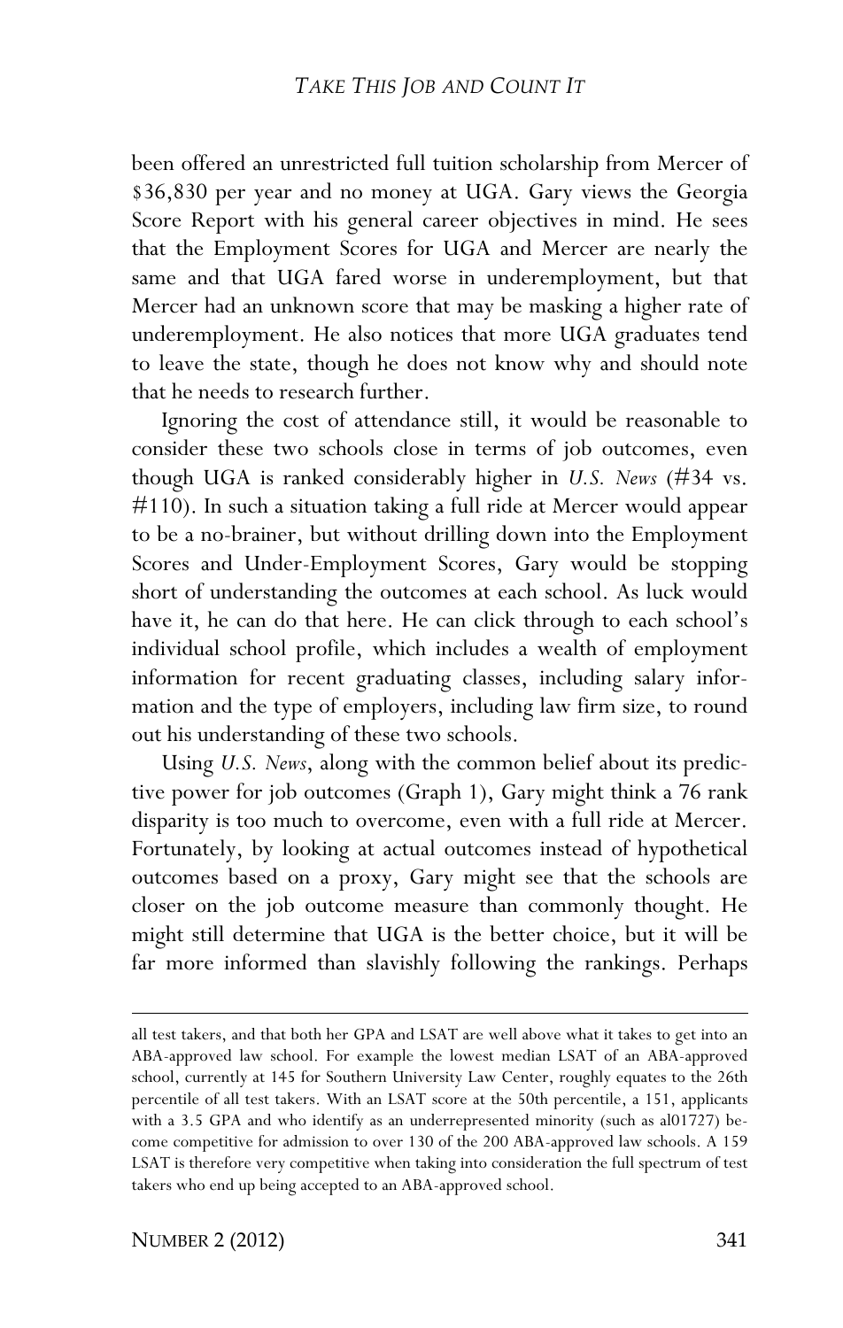been offered an unrestricted full tuition scholarship from Mercer of $36,830 per year and no money at UGA. Gary views the Georgia Score Report with his general career objectives in mind. He sees that the Employment Scores for UGA and Mercer are nearly the same and that UGA fared worse in underemployment, but that Mercer had an unknown score that may be masking a higher rate of underemployment. He also notices that more UGA graduates tend to leave the state, though he does not know why and should note that he needs to research further.

Ignoring the cost of attendance still, it would be reasonable to consider these two schools close in terms of job outcomes, even though UGA is ranked considerably higher in *U.S. News* (#34 vs. #110). In such a situation taking a full ride at Mercer would appear to be a no-brainer, but without drilling down into the Employment Scores and Under-Employment Scores, Gary would be stopping short of understanding the outcomes at each school. As luck would have it, he can do that here. He can click through to each school's individual school profile, which includes a wealth of employment information for recent graduating classes, including salary information and the type of employers, including law firm size, to round out his understanding of these two schools.

Using *U.S. News*, along with the common belief about its predictive power for job outcomes (Graph 1), Gary might think a 76 rank disparity is too much to overcome, even with a full ride at Mercer. Fortunately, by looking at actual outcomes instead of hypothetical outcomes based on a proxy, Gary might see that the schools are closer on the job outcome measure than commonly thought. He might still determine that UGA is the better choice, but it will be far more informed than slavishly following the rankings. Perhaps

all test takers, and that both her GPA and LSAT are well above what it takes to get into an ABA-approved law school. For example the lowest median LSAT of an ABA-approved school, currently at 145 for Southern University Law Center, roughly equates to the 26th percentile of all test takers. With an LSAT score at the 50th percentile, a 151, applicants with a 3.5 GPA and who identify as an underrepresented minority (such as al01727) become competitive for admission to over 130 of the 200 ABA-approved law schools. A 159 LSAT is therefore very competitive when taking into consideration the full spectrum of test takers who end up being accepted to an ABA-approved school.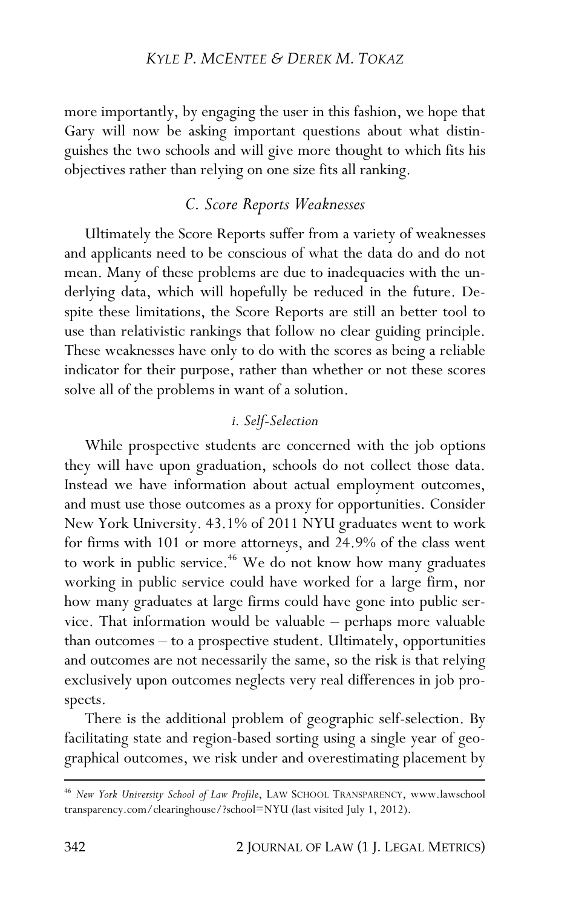more importantly, by engaging the user in this fashion, we hope that Gary will now be asking important questions about what distinguishes the two schools and will give more thought to which fits his objectives rather than relying on one size fits all ranking.

### *C. Score Reports Weaknesses*

Ultimately the Score Reports suffer from a variety of weaknesses and applicants need to be conscious of what the data do and do not mean. Many of these problems are due to inadequacies with the underlying data, which will hopefully be reduced in the future. Despite these limitations, the Score Reports are still an better tool to use than relativistic rankings that follow no clear guiding principle. These weaknesses have only to do with the scores as being a reliable indicator for their purpose, rather than whether or not these scores solve all of the problems in want of a solution.

#### *i. Self-Selection*

While prospective students are concerned with the job options they will have upon graduation, schools do not collect those data. Instead we have information about actual employment outcomes, and must use those outcomes as a proxy for opportunities. Consider New York University. 43.1% of 2011 NYU graduates went to work for firms with 101 or more attorneys, and 24.9% of the class went to work in public service.[46] We do not know how many graduates working in public service could have worked for a large firm, nor how many graduates at large firms could have gone into public service. That information would be valuable – perhaps more valuable than outcomes – to a prospective student. Ultimately, opportunities and outcomes are not necessarily the same, so the risk is that relying exclusively upon outcomes neglects very real differences in job prospects.

There is the additional problem of geographic self-selection. By facilitating state and region-based sorting using a single year of geographical outcomes, we risk under and overestimating placement by

---

[46] *New York University School of Law Profile*, LAW SCHOOL TRANSPARENCY, www.lawschooltransparency.com/clearinghouse/?school=NYU (last visited July 1, 2012).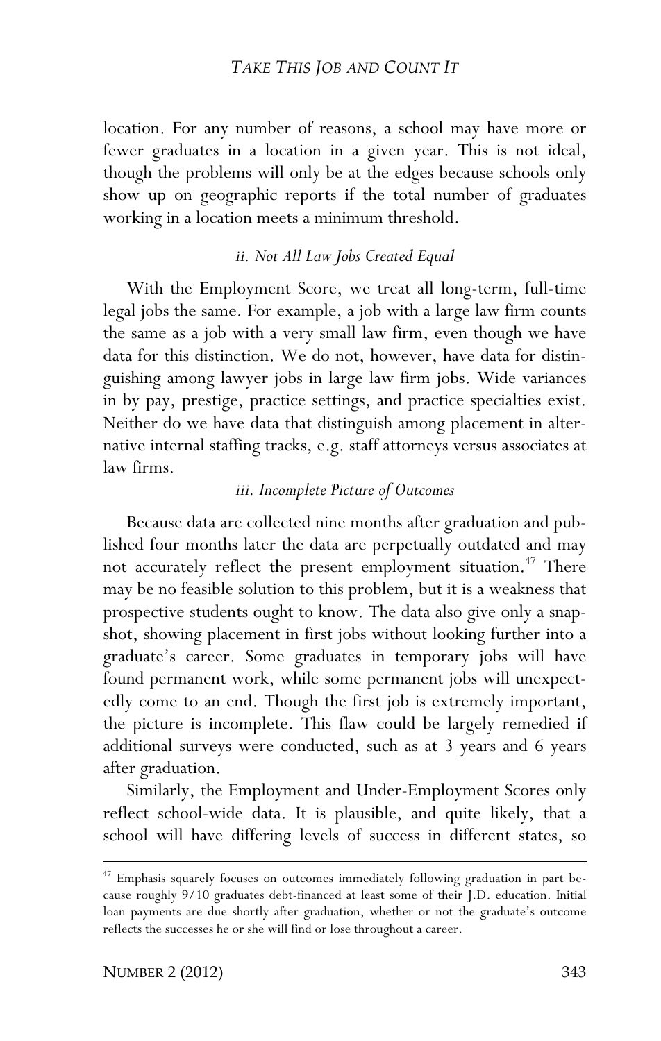location. For any number of reasons, a school may have more or fewer graduates in a location in a given year. This is not ideal, though the problems will only be at the edges because schools only show up on geographic reports if the total number of graduates working in a location meets a minimum threshold.

#### *ii. Not All Law Jobs Created Equal*

With the Employment Score, we treat all long-term, full-time legal jobs the same. For example, a job with a large law firm counts the same as a job with a very small law firm, even though we have data for this distinction. We do not, however, have data for distinguishing among lawyer jobs in large law firm jobs. Wide variances in by pay, prestige, practice settings, and practice specialties exist. Neither do we have data that distinguish among placement in alternative internal staffing tracks, e.g. staff attorneys versus associates at law firms.

#### *iii. Incomplete Picture of Outcomes*

Because data are collected nine months after graduation and published four months later the data are perpetually outdated and may not accurately reflect the present employment situation.[47] There may be no feasible solution to this problem, but it is a weakness that prospective students ought to know. The data also give only a snapshot, showing placement in first jobs without looking further into a graduate's career. Some graduates in temporary jobs will have found permanent work, while some permanent jobs will unexpectedly come to an end. Though the first job is extremely important, the picture is incomplete. This flaw could be largely remedied if additional surveys were conducted, such as at 3 years and 6 years after graduation.

Similarly, the Employment and Under-Employment Scores only reflect school-wide data. It is plausible, and quite likely, that a school will have differing levels of success in different states, so

---

[47] Emphasis squarely focuses on outcomes immediately following graduation in part because roughly 9/10 graduates debt-financed at least some of their J.D. education. Initial loan payments are due shortly after graduation, whether or not the graduate's outcome reflects the successes he or she will find or lose throughout a career.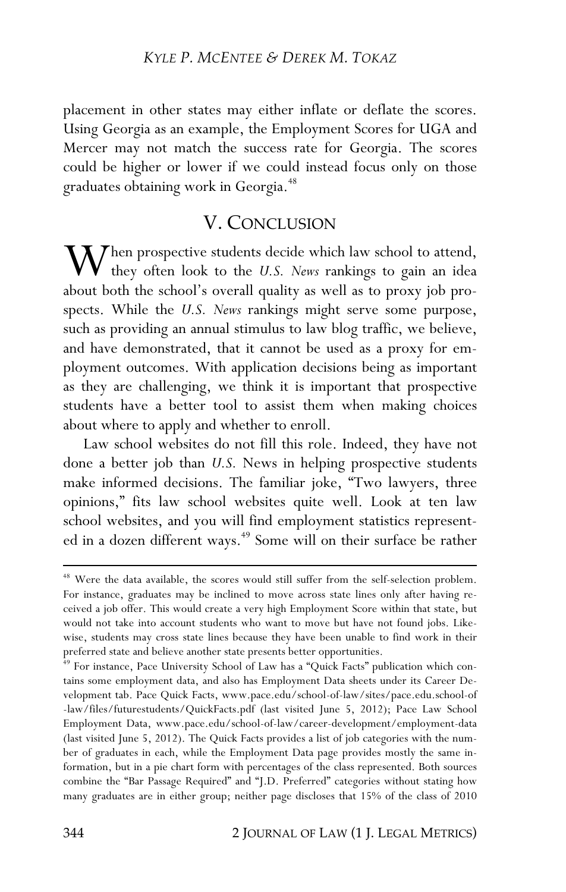placement in other states may either inflate or deflate the scores. Using Georgia as an example, the Employment Scores for UGA and Mercer may not match the success rate for Georgia. The scores could be higher or lower if we could instead focus only on those graduates obtaining work in Georgia.[48]

## V. CONCLUSION

When prospective students decide which law school to attend, they often look to the *U.S. News* rankings to gain an idea about both the school's overall quality as well as to proxy job prospects. While the *U.S. News* rankings might serve some purpose, such as providing an annual stimulus to law blog traffic, we believe, and have demonstrated, that it cannot be used as a proxy for employment outcomes. With application decisions being as important as they are challenging, we think it is important that prospective students have a better tool to assist them when making choices about where to apply and whether to enroll.

Law school websites do not fill this role. Indeed, they have not done a better job than *U.S.* News in helping prospective students make informed decisions. The familiar joke, "Two lawyers, three opinions," fits law school websites quite well. Look at ten law school websites, and you will find employment statistics represented in a dozen different ways.[49] Some will on their surface be rather

---

[48] Were the data available, the scores would still suffer from the self-selection problem. For instance, graduates may be inclined to move across state lines only after having received a job offer. This would create a very high Employment Score within that state, but would not take into account students who want to move but have not found jobs. Likewise, students may cross state lines because they have been unable to find work in their preferred state and believe another state presents better opportunities.

[49] For instance, Pace University School of Law has a "Quick Facts" publication which contains some employment data, and also has Employment Data sheets under its Career Development tab. Pace Quick Facts, www.pace.edu/school-of-law/sites/pace.edu.school-of-law/files/futurestudents/QuickFacts.pdf (last visited June 5, 2012); Pace Law School Employment Data, www.pace.edu/school-of-law/career-development/employment-data (last visited June 5, 2012). The Quick Facts provides a list of job categories with the number of graduates in each, while the Employment Data page provides mostly the same information, but in a pie chart form with percentages of the class represented. Both sources combine the "Bar Passage Required" and "J.D. Preferred" categories without stating how many graduates are in either group; neither page discloses that 15% of the class of 2010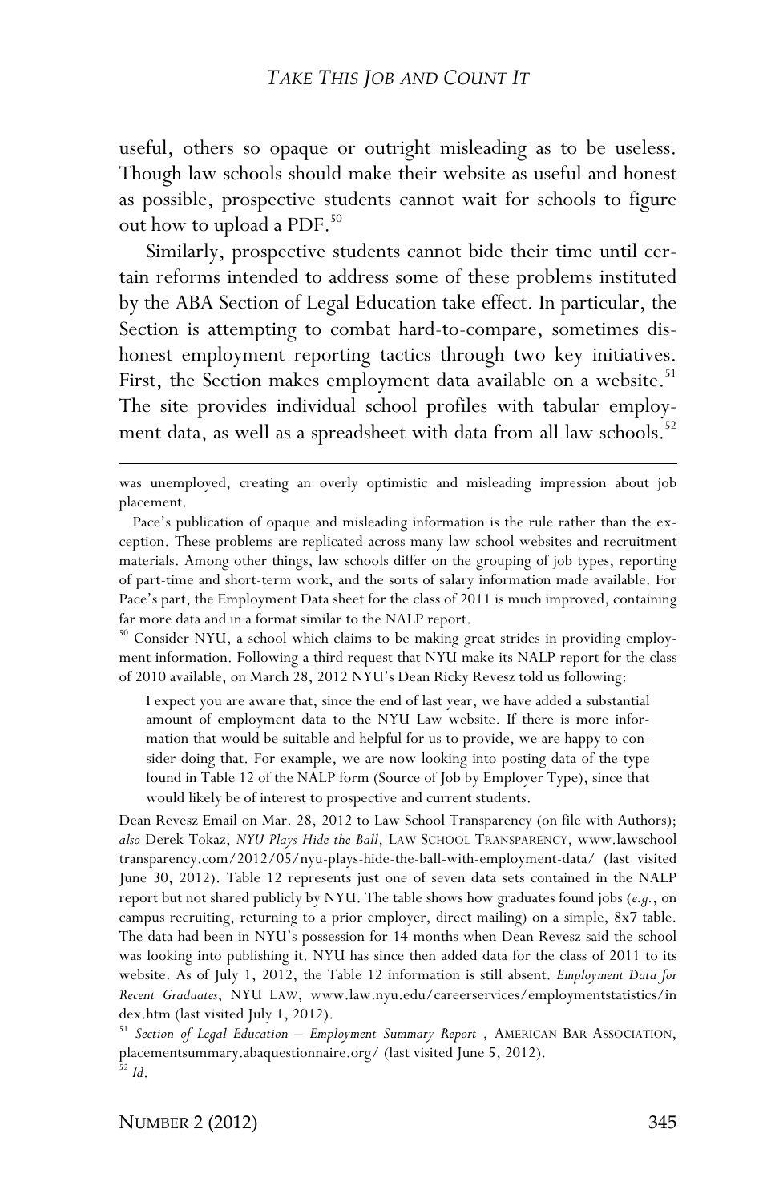useful, others so opaque or outright misleading as to be useless. Though law schools should make their website as useful and honest as possible, prospective students cannot wait for schools to figure out how to upload a PDF.[50]

Similarly, prospective students cannot bide their time until certain reforms intended to address some of these problems instituted by the ABA Section of Legal Education take effect. In particular, the Section is attempting to combat hard-to-compare, sometimes dishonest employment reporting tactics through two key initiatives. First, the Section makes employment data available on a website.[51] The site provides individual school profiles with tabular employment data, as well as a spreadsheet with data from all law schools.[52]

---

was unemployed, creating an overly optimistic and misleading impression about job placement.

Pace's publication of opaque and misleading information is the rule rather than the exception. These problems are replicated across many law school websites and recruitment materials. Among other things, law schools differ on the grouping of job types, reporting of part-time and short-term work, and the sorts of salary information made available. For Pace's part, the Employment Data sheet for the class of 2011 is much improved, containing far more data and in a format similar to the NALP report.

[50] Consider NYU, a school which claims to be making great strides in providing employment information. Following a third request that NYU make its NALP report for the class of 2010 available, on March 28, 2012 NYU's Dean Ricky Revesz told us following:

> I expect you are aware that, since the end of last year, we have added a substantial amount of employment data to the NYU Law website. If there is more information that would be suitable and helpful for us to provide, we are happy to consider doing that. For example, we are now looking into posting data of the type found in Table 12 of the NALP form (Source of Job by Employer Type), since that would likely be of interest to prospective and current students.

Dean Revesz Email on Mar. 28, 2012 to Law School Transparency (on file with Authors); *also* Derek Tokaz, *NYU Plays Hide the Ball*, LAW SCHOOL TRANSPARENCY, www.lawschooltransparency.com/2012/05/nyu-plays-hide-the-ball-with-employment-data/ (last visited June 30, 2012). Table 12 represents just one of seven data sets contained in the NALP report but not shared publicly by NYU. The table shows how graduates found jobs (*e.g.*, on campus recruiting, returning to a prior employer, direct mailing) on a simple, 8x7 table. The data had been in NYU's possession for 14 months when Dean Revesz said the school was looking into publishing it. NYU has since then added data for the class of 2011 to its website. As of July 1, 2012, the Table 12 information is still absent. *Employment Data for Recent Graduates*, NYU LAW, www.law.nyu.edu/careerservices/employmentstatistics/index.htm (last visited July 1, 2012).

[51] *Section of Legal Education – Employment Summary Report* , AMERICAN BAR ASSOCIATION, placementsummary.abaquestionnaire.org/ (last visited June 5, 2012).

[52] *Id*.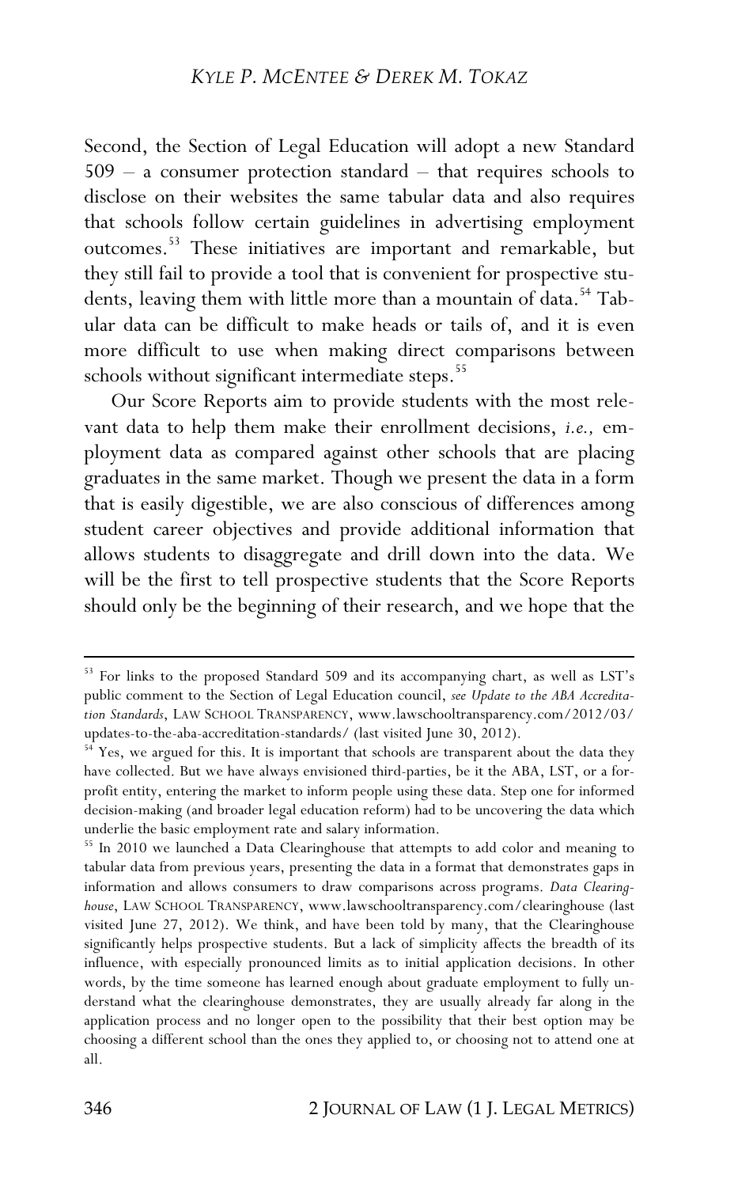Second, the Section of Legal Education will adopt a new Standard 509 – a consumer protection standard – that requires schools to disclose on their websites the same tabular data and also requires that schools follow certain guidelines in advertising employment outcomes.[53] These initiatives are important and remarkable, but they still fail to provide a tool that is convenient for prospective students, leaving them with little more than a mountain of data.[54] Tabular data can be difficult to make heads or tails of, and it is even more difficult to use when making direct comparisons between schools without significant intermediate steps.[55]

Our Score Reports aim to provide students with the most relevant data to help them make their enrollment decisions, *i.e.,* employment data as compared against other schools that are placing graduates in the same market. Though we present the data in a form that is easily digestible, we are also conscious of differences among student career objectives and provide additional information that allows students to disaggregate and drill down into the data. We will be the first to tell prospective students that the Score Reports should only be the beginning of their research, and we hope that the

---

[53] For links to the proposed Standard 509 and its accompanying chart, as well as LST's public comment to the Section of Legal Education council, *see Update to the ABA Accreditation Standards*, LAW SCHOOL TRANSPARENCY, www.lawschooltransparency.com/2012/03/updates-to-the-aba-accreditation-standards/ (last visited June 30, 2012).

[54] Yes, we argued for this. It is important that schools are transparent about the data they have collected. But we have always envisioned third-parties, be it the ABA, LST, or a for-profit entity, entering the market to inform people using these data. Step one for informed decision-making (and broader legal education reform) had to be uncovering the data which underlie the basic employment rate and salary information.

[55] In 2010 we launched a Data Clearinghouse that attempts to add color and meaning to tabular data from previous years, presenting the data in a format that demonstrates gaps in information and allows consumers to draw comparisons across programs. *Data Clearinghouse*, LAW SCHOOL TRANSPARENCY, www.lawschooltransparency.com/clearinghouse (last visited June 27, 2012). We think, and have been told by many, that the Clearinghouse significantly helps prospective students. But a lack of simplicity affects the breadth of its influence, with especially pronounced limits as to initial application decisions. In other words, by the time someone has learned enough about graduate employment to fully understand what the clearinghouse demonstrates, they are usually already far along in the application process and no longer open to the possibility that their best option may be choosing a different school than the ones they applied to, or choosing not to attend one at all.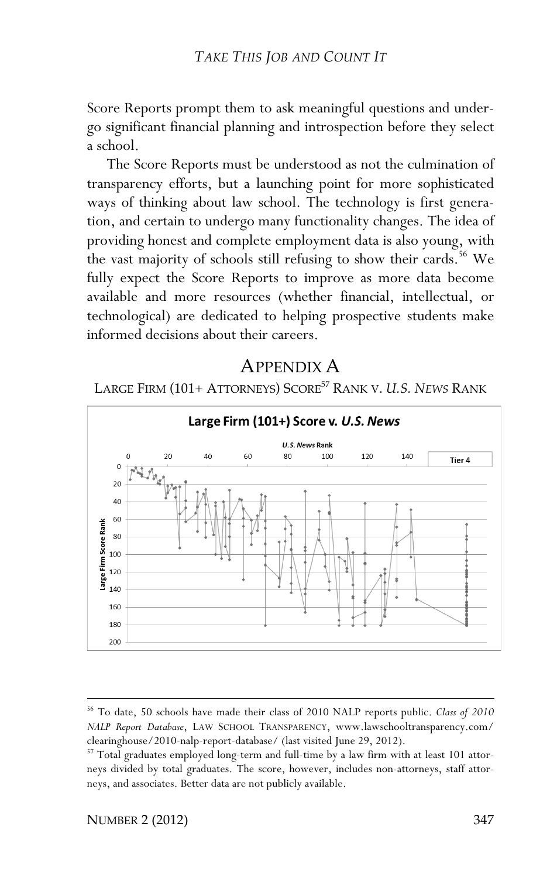Score Reports prompt them to ask meaningful questions and undergo significant financial planning and introspection before they select a school.

The Score Reports must be understood as not the culmination of transparency efforts, but a launching point for more sophisticated ways of thinking about law school. The technology is first generation, and certain to undergo many functionality changes. The idea of providing honest and complete employment data is also young, with the vast majority of schools still refusing to show their cards.[56] We fully expect the Score Reports to improve as more data become available and more resources (whether financial, intellectual, or technological) are dedicated to helping prospective students make informed decisions about their careers.

## APPENDIX A

LARGE FIRM (101+ ATTORNEYS) SCORE[57] RANK V. *U.S. NEWS* RANK

---

[56] To date, 50 schools have made their class of 2010 NALP reports public. *Class of 2010 NALP Report Database*, LAW SCHOOL TRANSPARENCY, www.lawschooltransparency.com/clearinghouse/2010-nalp-report-database/ (last visited June 29, 2012).

[57] Total graduates employed long-term and full-time by a law firm with at least 101 attorneys divided by total graduates. The score, however, includes non-attorneys, staff attorneys, and associates. Better data are not publicly available.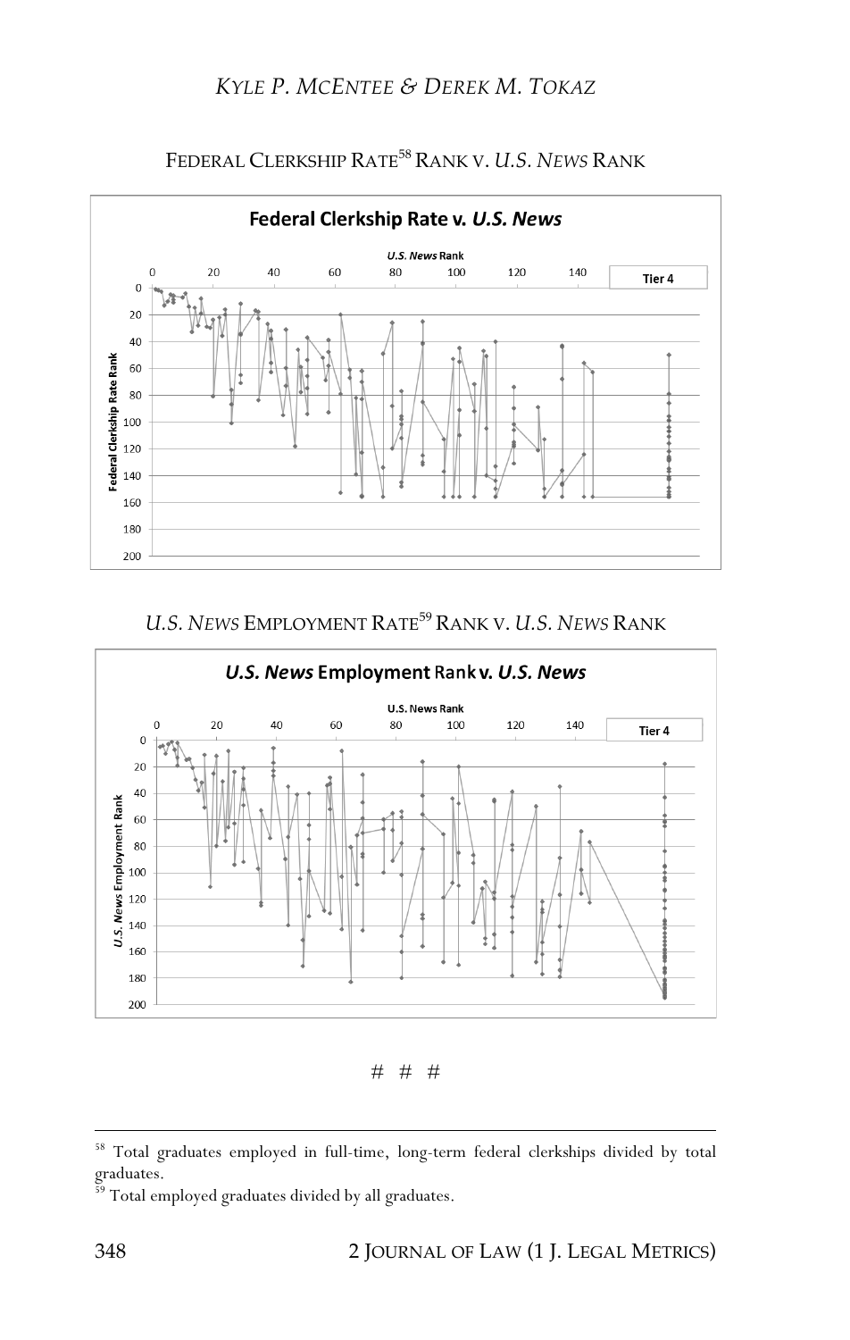FEDERAL CLERKSHIP RATE[58] RANK V. *U.S. NEWS* RANK

**Federal Clerkship Rate v. *U.S. News***

*U.S. News* Rank

0 20 40 60 80 100 120 140

Tier 4

Federal Clerkship Rate Rank

0 20 40 60 80 100 120 140 160 180 200

*U.S. NEWS* EMPLOYMENT RATE[59] RANK V. *U.S. NEWS* RANK

***U.S. News* Employment Rank v. *U.S. News***

U.S. News Rank

0 20 40 60 80 100 120 140

Tier 4

*U.S. News* Employment Rank

0 20 40 60 80 100 120 140 160 180 200

\# # #

---

[58] Total graduates employed in full-time, long-term federal clerkships divided by total graduates.

[59] Total employed graduates divided by all graduates.